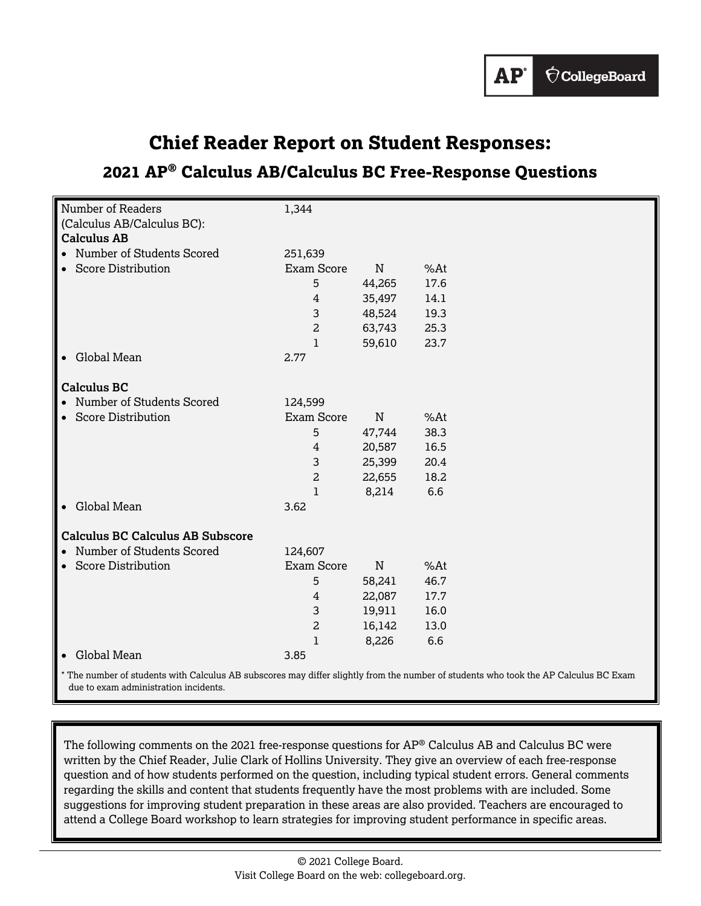# Chief Reader Report on Student Responses:

## 2021 AP® Calculus AB/Calculus BC Free-Response Questions

| | | | |
|---|---|---|---|
| Number of Readers (Calculus AB/Calculus BC): | 1,344 | | |
| **Calculus AB** | | | |
| • Number of Students Scored | 251,639 | | |
| • Score Distribution | Exam Score | N | %At |
| | 5 | 44,265 | 17.6 |
| | 4 | 35,497 | 14.1 |
| | 3 | 48,524 | 19.3 |
| | 2 | 63,743 | 25.3 |
| | 1 | 59,610 | 23.7 |
| • Global Mean | 2.77 | | |
| **Calculus BC** | | | |
| • Number of Students Scored | 124,599 | | |
| • Score Distribution | Exam Score | N | %At |
| | 5 | 47,744 | 38.3 |
| | 4 | 20,587 | 16.5 |
| | 3 | 25,399 | 20.4 |
| | 2 | 22,655 | 18.2 |
| | 1 | 8,214 | 6.6 |
| • Global Mean | 3.62 | | |
| **Calculus BC Calculus AB Subscore** | | | |
| • Number of Students Scored | 124,607 | | |
| • Score Distribution | Exam Score | N | %At |
| | 5 | 58,241 | 46.7 |
| | 4 | 22,087 | 17.7 |
| | 3 | 19,911 | 16.0 |
| | 2 | 16,142 | 13.0 |
| | 1 | 8,226 | 6.6 |
| • Global Mean | 3.85 | | |

* The number of students with Calculus AB subscores may differ slightly from the number of students who took the AP Calculus BC Exam due to exam administration incidents.

The following comments on the 2021 free-response questions for AP® Calculus AB and Calculus BC were written by the Chief Reader, Julie Clark of Hollins University. They give an overview of each free-response question and of how students performed on the question, including typical student errors. General comments regarding the skills and content that students frequently have the most problems with are included. Some suggestions for improving student preparation in these areas are also provided. Teachers are encouraged to attend a College Board workshop to learn strategies for improving student performance in specific areas.

© 2021 College Board.
Visit College Board on the web: collegeboard.org.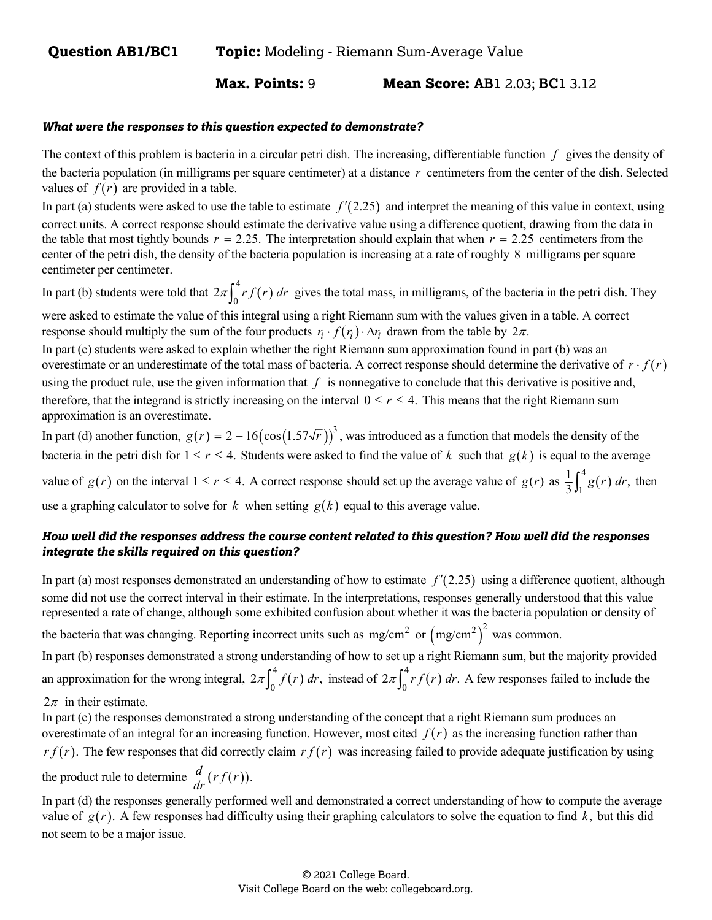**Question AB1/BC1** **Topic:** Modeling - Riemann Sum-Average Value

**Max. Points:** 9 **Mean Score:** **AB1** 2.03; **BC1** 3.12

***What were the responses to this question expected to demonstrate?***

The context of this problem is bacteria in a circular petri dish. The increasing, differentiable function $f$ gives the density of the bacteria population (in milligrams per square centimeter) at a distance $r$ centimeters from the center of the dish. Selected values of $f(r)$ are provided in a table.

In part (a) students were asked to use the table to estimate $f'(2.25)$ and interpret the meaning of this value in context, using correct units. A correct response should estimate the derivative value using a difference quotient, drawing from the data in the table that most tightly bounds $r = 2.25$. The interpretation should explain that when $r = 2.25$ centimeters from the center of the petri dish, the density of the bacteria population is increasing at a rate of roughly 8 milligrams per square centimeter per centimeter.

In part (b) students were told that $2\pi \int_0^4 r\,f(r)\,dr$ gives the total mass, in milligrams, of the bacteria in the petri dish. They were asked to estimate the value of this integral using a right Riemann sum with the values given in a table. A correct response should multiply the sum of the four products $r_i \cdot f(r_i) \cdot \Delta r_i$ drawn from the table by $2\pi$.

In part (c) students were asked to explain whether the right Riemann sum approximation found in part (b) was an overestimate or an underestimate of the total mass of bacteria. A correct response should determine the derivative of $r \cdot f(r)$ using the product rule, use the given information that $f$ is nonnegative to conclude that this derivative is positive and, therefore, that the integrand is strictly increasing on the interval $0 \le r \le 4$. This means that the right Riemann sum approximation is an overestimate.

In part (d) another function, $g(r) = 2 - 16\left(\cos\left(1.57\sqrt{r}\right)\right)^3$, was introduced as a function that models the density of the bacteria in the petri dish for $1 \le r \le 4$. Students were asked to find the value of $k$ such that $g(k)$ is equal to the average value of $g(r)$ on the interval $1 \le r \le 4$. A correct response should set up the average value of $g(r)$ as $\frac{1}{3}\int_1^4 g(r)\,dr$, then use a graphing calculator to solve for $k$ when setting $g(k)$ equal to this average value.

***How well did the responses address the course content related to this question? How well did the responses integrate the skills required on this question?***

In part (a) most responses demonstrated an understanding of how to estimate $f'(2.25)$ using a difference quotient, although some did not use the correct interval in their estimate. In the interpretations, responses generally understood that this value represented a rate of change, although some exhibited confusion about whether it was the bacteria population or density of the bacteria that was changing. Reporting incorrect units such as $\text{mg/cm}^2$ or $\left(\text{mg/cm}^2\right)^2$ was common.

In part (b) responses demonstrated a strong understanding of how to set up a right Riemann sum, but the majority provided an approximation for the wrong integral, $2\pi \int_0^4 f(r)\,dr$, instead of $2\pi \int_0^4 r\,f(r)\,dr$. A few responses failed to include the $2\pi$ in their estimate.

In part (c) the responses demonstrated a strong understanding of the concept that a right Riemann sum produces an overestimate of an integral for an increasing function. However, most cited $f(r)$ as the increasing function rather than $r\,f(r)$. The few responses that did correctly claim $r\,f(r)$ was increasing failed to provide adequate justification by using the product rule to determine $\frac{d}{dr}(r\,f(r))$.

In part (d) the responses generally performed well and demonstrated a correct understanding of how to compute the average value of $g(r)$. A few responses had difficulty using their graphing calculators to solve the equation to find $k$, but this did not seem to be a major issue.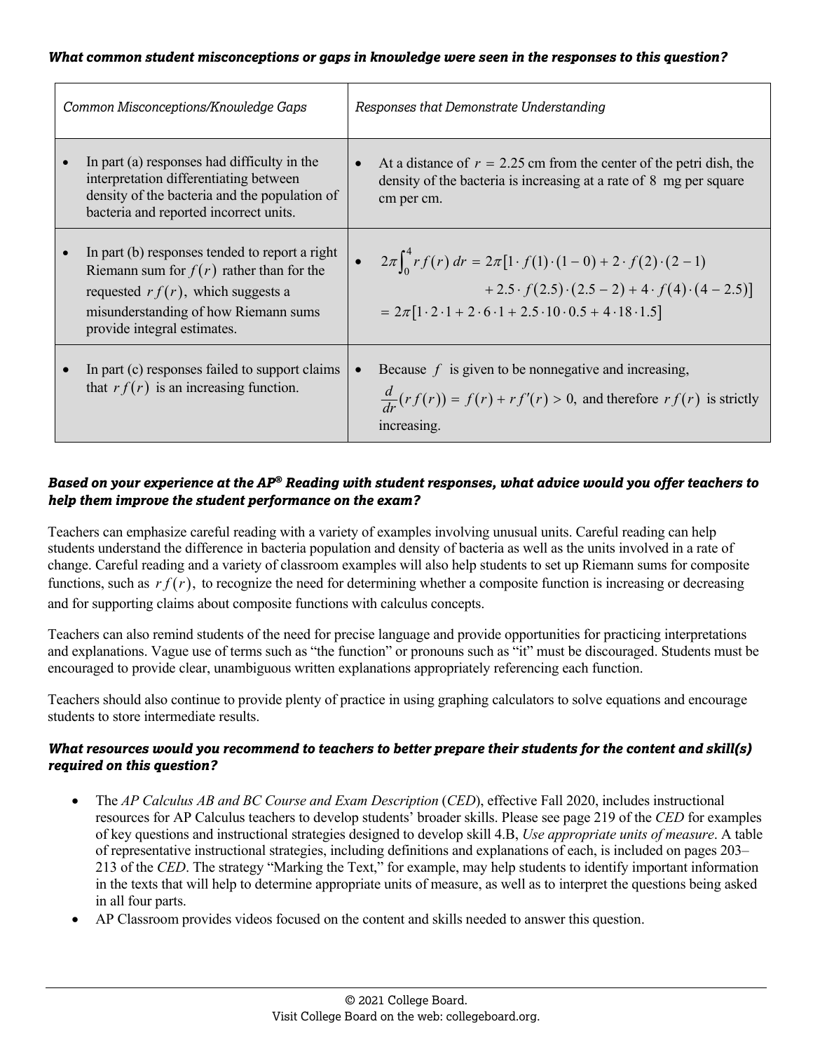***What common student misconceptions or gaps in knowledge were seen in the responses to this question?***

| *Common Misconceptions/Knowledge Gaps* | *Responses that Demonstrate Understanding* |
|---|---|
| • In part (a) responses had difficulty in the interpretation differentiating between density of the bacteria and the population of bacteria and reported incorrect units. | • At a distance of $r = 2.25$ cm from the center of the petri dish, the density of the bacteria is increasing at a rate of 8 mg per square cm per cm. |
| • In part (b) responses tended to report a right Riemann sum for $f(r)$ rather than for the requested $r\,f(r)$, which suggests a misunderstanding of how Riemann sums provide integral estimates. | • $2\pi\int_0^4 r\,f(r)\,dr = 2\pi[1\cdot f(1)\cdot(1-0) + 2\cdot f(2)\cdot(2-1) + 2.5\cdot f(2.5)\cdot(2.5-2) + 4\cdot f(4)\cdot(4-2.5)]$ $= 2\pi[1\cdot 2\cdot 1 + 2\cdot 6\cdot 1 + 2.5\cdot 10\cdot 0.5 + 4\cdot 18\cdot 1.5]$ |
| • In part (c) responses failed to support claims that $r\,f(r)$ is an increasing function. | • Because $f$ is given to be nonnegative and increasing, $\frac{d}{dr}(r\,f(r)) = f(r) + r\,f'(r) > 0,$ and therefore $r\,f(r)$ is strictly increasing. |

***Based on your experience at the AP® Reading with student responses, what advice would you offer teachers to help them improve the student performance on the exam?***

Teachers can emphasize careful reading with a variety of examples involving unusual units. Careful reading can help students understand the difference in bacteria population and density of bacteria as well as the units involved in a rate of change. Careful reading and a variety of classroom examples will also help students to set up Riemann sums for composite functions, such as $r\,f(r)$, to recognize the need for determining whether a composite function is increasing or decreasing and for supporting claims about composite functions with calculus concepts.

Teachers can also remind students of the need for precise language and provide opportunities for practicing interpretations and explanations. Vague use of terms such as "the function" or pronouns such as "it" must be discouraged. Students must be encouraged to provide clear, unambiguous written explanations appropriately referencing each function.

Teachers should also continue to provide plenty of practice in using graphing calculators to solve equations and encourage students to store intermediate results.

***What resources would you recommend to teachers to better prepare their students for the content and skill(s) required on this question?***

- The *AP Calculus AB and BC Course and Exam Description* (*CED*), effective Fall 2020, includes instructional resources for AP Calculus teachers to develop students' broader skills. Please see page 219 of the *CED* for examples of key questions and instructional strategies designed to develop skill 4.B, *Use appropriate units of measure*. A table of representative instructional strategies, including definitions and explanations of each, is included on pages 203–213 of the *CED*. The strategy "Marking the Text," for example, may help students to identify important information in the texts that will help to determine appropriate units of measure, as well as to interpret the questions being asked in all four parts.
- AP Classroom provides videos focused on the content and skills needed to answer this question.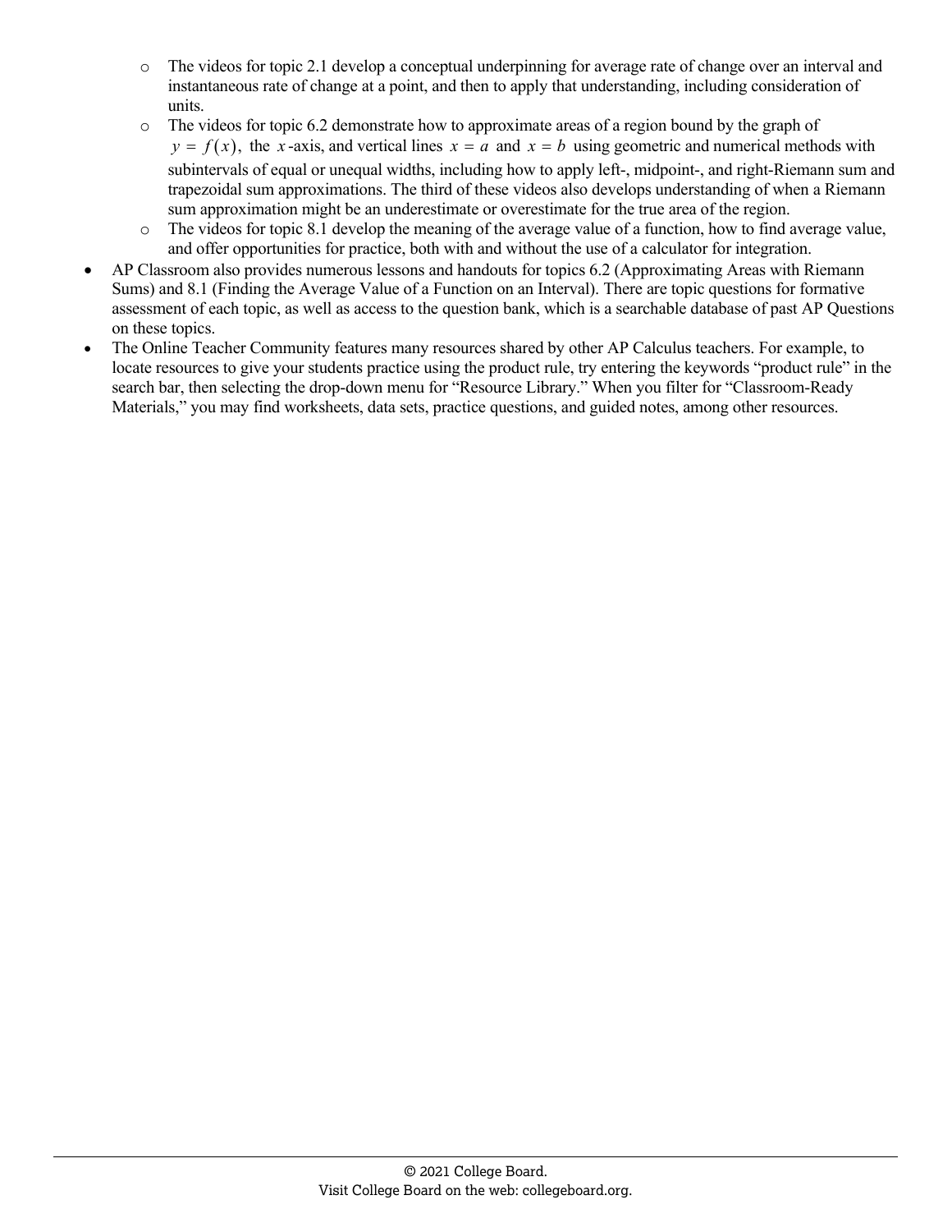- The videos for topic 2.1 develop a conceptual underpinning for average rate of change over an interval and instantaneous rate of change at a point, and then to apply that understanding, including consideration of units.
  - The videos for topic 6.2 demonstrate how to approximate areas of a region bound by the graph of $y = f(x)$, the $x$-axis, and vertical lines $x = a$ and $x = b$ using geometric and numerical methods with subintervals of equal or unequal widths, including how to apply left-, midpoint-, and right-Riemann sum and trapezoidal sum approximations. The third of these videos also develops understanding of when a Riemann sum approximation might be an underestimate or overestimate for the true area of the region.
  - The videos for topic 8.1 develop the meaning of the average value of a function, how to find average value, and offer opportunities for practice, both with and without the use of a calculator for integration.
- AP Classroom also provides numerous lessons and handouts for topics 6.2 (Approximating Areas with Riemann Sums) and 8.1 (Finding the Average Value of a Function on an Interval). There are topic questions for formative assessment of each topic, as well as access to the question bank, which is a searchable database of past AP Questions on these topics.
- The Online Teacher Community features many resources shared by other AP Calculus teachers. For example, to locate resources to give your students practice using the product rule, try entering the keywords "product rule" in the search bar, then selecting the drop-down menu for "Resource Library." When you filter for "Classroom-Ready Materials," you may find worksheets, data sets, practice questions, and guided notes, among other resources.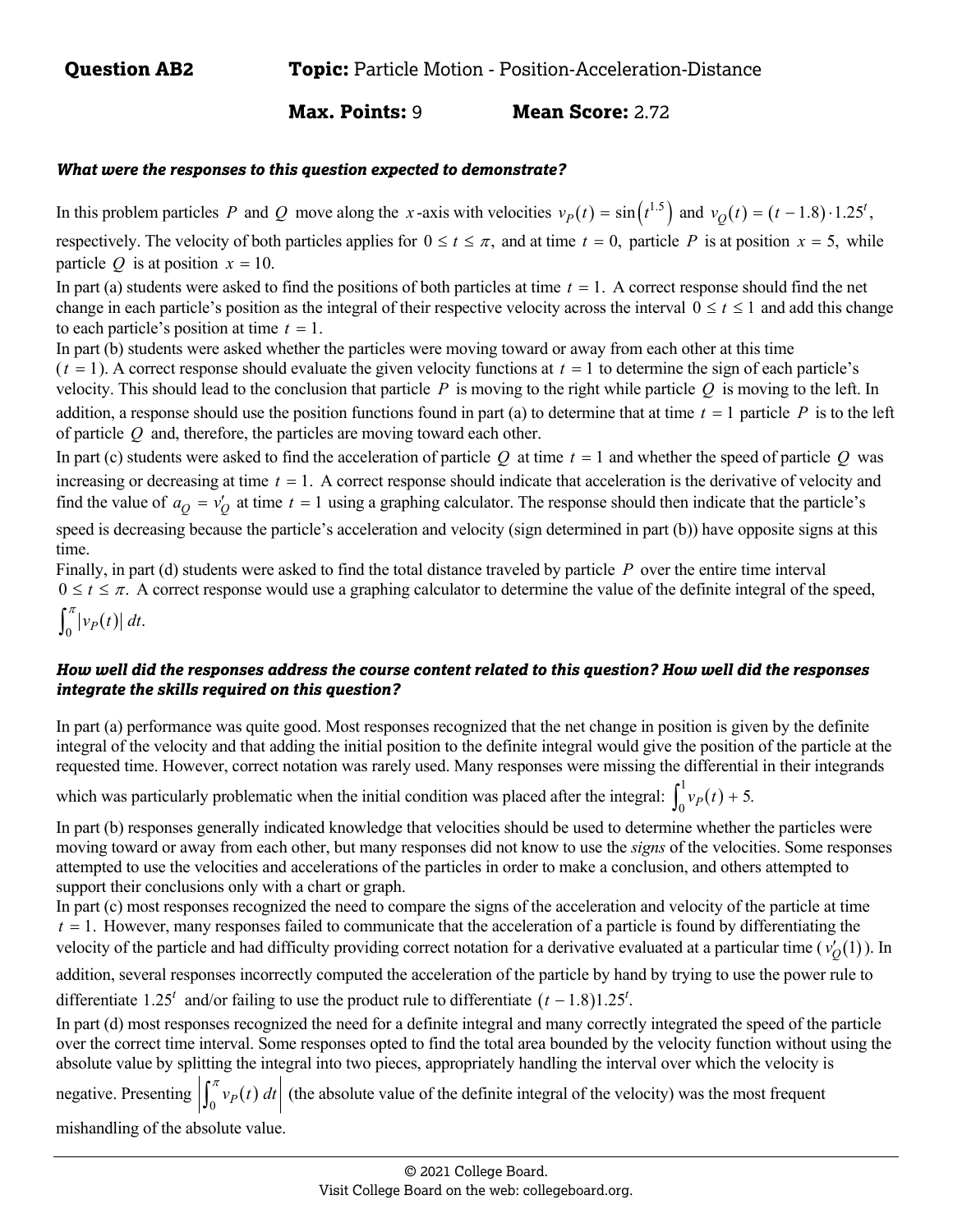**Question AB2** **Topic:** Particle Motion - Position-Acceleration-Distance

**Max. Points:** 9 **Mean Score:** 2.72

***What were the responses to this question expected to demonstrate?***

In this problem particles $P$ and $Q$ move along the $x$-axis with velocities $v_P(t) = \sin\left(t^{1.5}\right)$ and $v_Q(t) = (t - 1.8) \cdot 1.25^t$, respectively. The velocity of both particles applies for $0 \le t \le \pi$, and at time $t = 0$, particle $P$ is at position $x = 5$, while particle $Q$ is at position $x = 10$.

In part (a) students were asked to find the positions of both particles at time $t = 1$. A correct response should find the net change in each particle's position as the integral of their respective velocity across the interval $0 \le t \le 1$ and add this change to each particle's position at time $t = 1$.

In part (b) students were asked whether the particles were moving toward or away from each other at this time ($t = 1$). A correct response should evaluate the given velocity functions at $t = 1$ to determine the sign of each particle's velocity. This should lead to the conclusion that particle $P$ is moving to the right while particle $Q$ is moving to the left. In addition, a response should use the position functions found in part (a) to determine that at time $t = 1$ particle $P$ is to the left of particle $Q$ and, therefore, the particles are moving toward each other.

In part (c) students were asked to find the acceleration of particle $Q$ at time $t = 1$ and whether the speed of particle $Q$ was increasing or decreasing at time $t = 1$. A correct response should indicate that acceleration is the derivative of velocity and find the value of $a_Q = v_Q'$ at time $t = 1$ using a graphing calculator. The response should then indicate that the particle's speed is decreasing because the particle's acceleration and velocity (sign determined in part (b)) have opposite signs at this time.

Finally, in part (d) students were asked to find the total distance traveled by particle $P$ over the entire time interval $0 \le t \le \pi$. A correct response would use a graphing calculator to determine the value of the definite integral of the speed, $\int_0^{\pi} |v_P(t)|\, dt$.

***How well did the responses address the course content related to this question? How well did the responses integrate the skills required on this question?***

In part (a) performance was quite good. Most responses recognized that the net change in position is given by the definite integral of the velocity and that adding the initial position to the definite integral would give the position of the particle at the requested time. However, correct notation was rarely used. Many responses were missing the differential in their integrands which was particularly problematic when the initial condition was placed after the integral: $\int_0^1 v_P(t) + 5$.

In part (b) responses generally indicated knowledge that velocities should be used to determine whether the particles were moving toward or away from each other, but many responses did not know to use the *signs* of the velocities. Some responses attempted to use the velocities and accelerations of the particles in order to make a conclusion, and others attempted to support their conclusions only with a chart or graph.

In part (c) most responses recognized the need to compare the signs of the acceleration and velocity of the particle at time $t = 1$. However, many responses failed to communicate that the acceleration of a particle is found by differentiating the velocity of the particle and had difficulty providing correct notation for a derivative evaluated at a particular time ($v_Q'(1)$). In addition, several responses incorrectly computed the acceleration of the particle by hand by trying to use the power rule to differentiate $1.25^t$ and/or failing to use the product rule to differentiate $(t - 1.8)1.25^t$.

In part (d) most responses recognized the need for a definite integral and many correctly integrated the speed of the particle over the correct time interval. Some responses opted to find the total area bounded by the velocity function without using the absolute value by splitting the integral into two pieces, appropriately handling the interval over which the velocity is negative. Presenting $\left|\int_0^{\pi} v_P(t)\, dt\right|$ (the absolute value of the definite integral of the velocity) was the most frequent mishandling of the absolute value.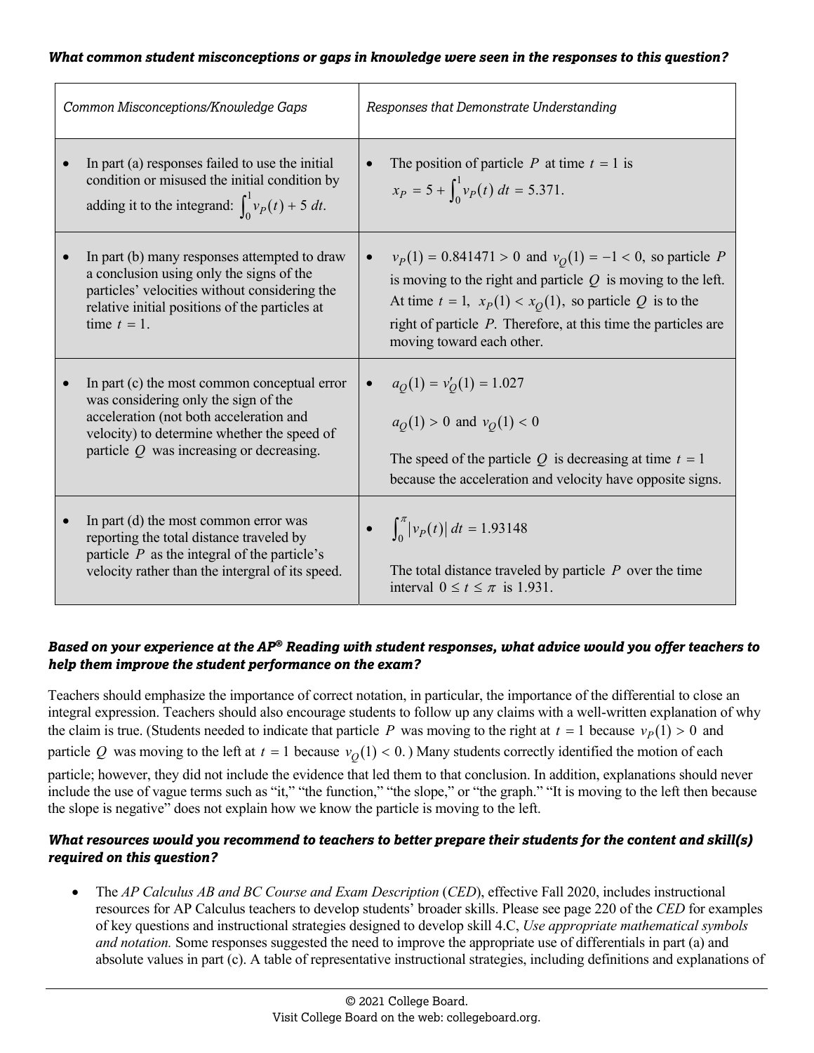***What common student misconceptions or gaps in knowledge were seen in the responses to this question?***

| *Common Misconceptions/Knowledge Gaps* | *Responses that Demonstrate Understanding* |
| --- | --- |
| • In part (a) responses failed to use the initial condition or misused the initial condition by adding it to the integrand: $\int_0^1 v_P(t) + 5\, dt$. | • The position of particle $P$ at time $t = 1$ is $x_P = 5 + \int_0^1 v_P(t)\, dt = 5.371.$ |
| • In part (b) many responses attempted to draw a conclusion using only the signs of the particles' velocities without considering the relative initial positions of the particles at time $t = 1$. | • $v_P(1) = 0.841471 > 0$ and $v_Q(1) = -1 < 0,$ so particle $P$ is moving to the right and particle $Q$ is moving to the left. At time $t = 1,$ $x_P(1) < x_Q(1),$ so particle $Q$ is to the right of particle $P$. Therefore, at this time the particles are moving toward each other. |
| • In part (c) the most common conceptual error was considering only the sign of the acceleration (not both acceleration and velocity) to determine whether the speed of particle $Q$ was increasing or decreasing. | • $a_Q(1) = v_Q'(1) = 1.027$ <br><br> $a_Q(1) > 0$ and $v_Q(1) < 0$ <br><br> The speed of the particle $Q$ is decreasing at time $t = 1$ because the acceleration and velocity have opposite signs. |
| • In part (d) the most common error was reporting the total distance traveled by particle $P$ as the integral of the particle's velocity rather than the intergral of its speed. | • $\int_0^{\pi} \lvert v_P(t) \rvert\, dt = 1.93148$ <br><br> The total distance traveled by particle $P$ over the time interval $0 \le t \le \pi$ is 1.931. |

***Based on your experience at the AP® Reading with student responses, what advice would you offer teachers to help them improve the student performance on the exam?***

Teachers should emphasize the importance of correct notation, in particular, the importance of the differential to close an integral expression. Teachers should also encourage students to follow up any claims with a well-written explanation of why the claim is true. (Students needed to indicate that particle $P$ was moving to the right at $t = 1$ because $v_P(1) > 0$ and particle $Q$ was moving to the left at $t = 1$ because $v_Q(1) < 0$.) Many students correctly identified the motion of each particle; however, they did not include the evidence that led them to that conclusion. In addition, explanations should never include the use of vague terms such as "it," "the function," "the slope," or "the graph." "It is moving to the left then because the slope is negative" does not explain how we know the particle is moving to the left.

***What resources would you recommend to teachers to better prepare their students for the content and skill(s) required on this question?***

- The *AP Calculus AB and BC Course and Exam Description* (*CED*), effective Fall 2020, includes instructional resources for AP Calculus teachers to develop students' broader skills. Please see page 220 of the *CED* for examples of key questions and instructional strategies designed to develop skill 4.C, *Use appropriate mathematical symbols and notation.* Some responses suggested the need to improve the appropriate use of differentials in part (a) and absolute values in part (c). A table of representative instructional strategies, including definitions and explanations of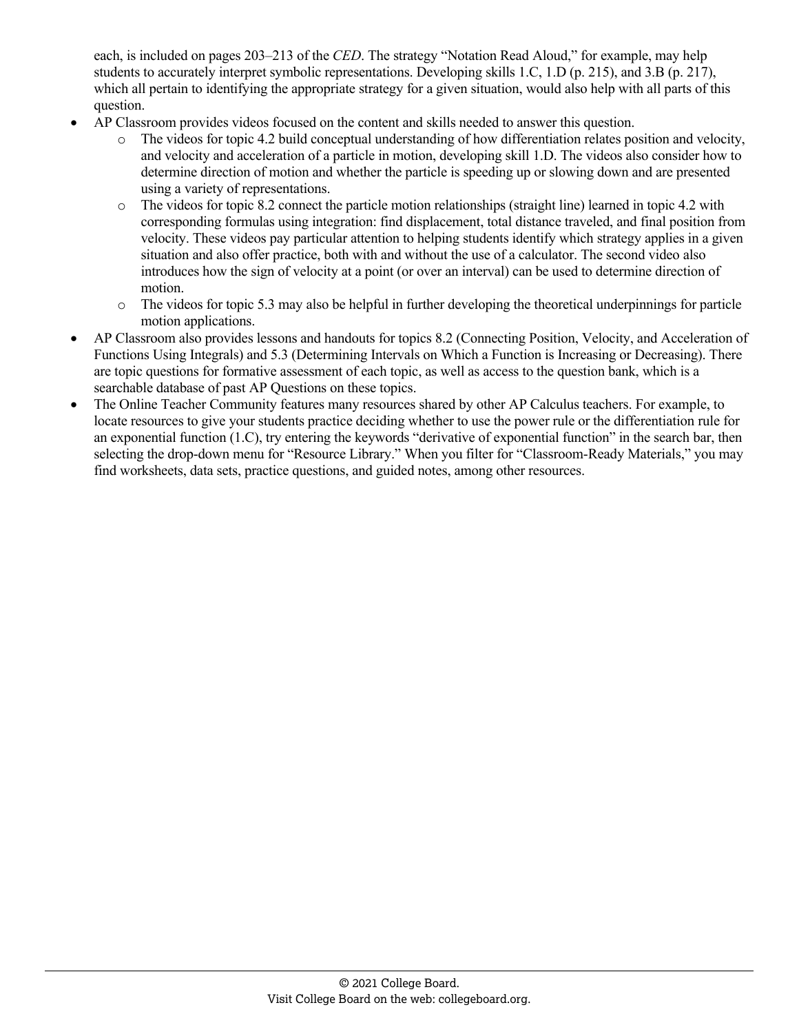each, is included on pages 203–213 of the *CED*. The strategy "Notation Read Aloud," for example, may help students to accurately interpret symbolic representations. Developing skills 1.C, 1.D (p. 215), and 3.B (p. 217), which all pertain to identifying the appropriate strategy for a given situation, would also help with all parts of this question.

- AP Classroom provides videos focused on the content and skills needed to answer this question.
  - The videos for topic 4.2 build conceptual understanding of how differentiation relates position and velocity, and velocity and acceleration of a particle in motion, developing skill 1.D. The videos also consider how to determine direction of motion and whether the particle is speeding up or slowing down and are presented using a variety of representations.
  - The videos for topic 8.2 connect the particle motion relationships (straight line) learned in topic 4.2 with corresponding formulas using integration: find displacement, total distance traveled, and final position from velocity. These videos pay particular attention to helping students identify which strategy applies in a given situation and also offer practice, both with and without the use of a calculator. The second video also introduces how the sign of velocity at a point (or over an interval) can be used to determine direction of motion.
  - The videos for topic 5.3 may also be helpful in further developing the theoretical underpinnings for particle motion applications.
- AP Classroom also provides lessons and handouts for topics 8.2 (Connecting Position, Velocity, and Acceleration of Functions Using Integrals) and 5.3 (Determining Intervals on Which a Function is Increasing or Decreasing). There are topic questions for formative assessment of each topic, as well as access to the question bank, which is a searchable database of past AP Questions on these topics.
- The Online Teacher Community features many resources shared by other AP Calculus teachers. For example, to locate resources to give your students practice deciding whether to use the power rule or the differentiation rule for an exponential function (1.C), try entering the keywords "derivative of exponential function" in the search bar, then selecting the drop-down menu for "Resource Library." When you filter for "Classroom-Ready Materials," you may find worksheets, data sets, practice questions, and guided notes, among other resources.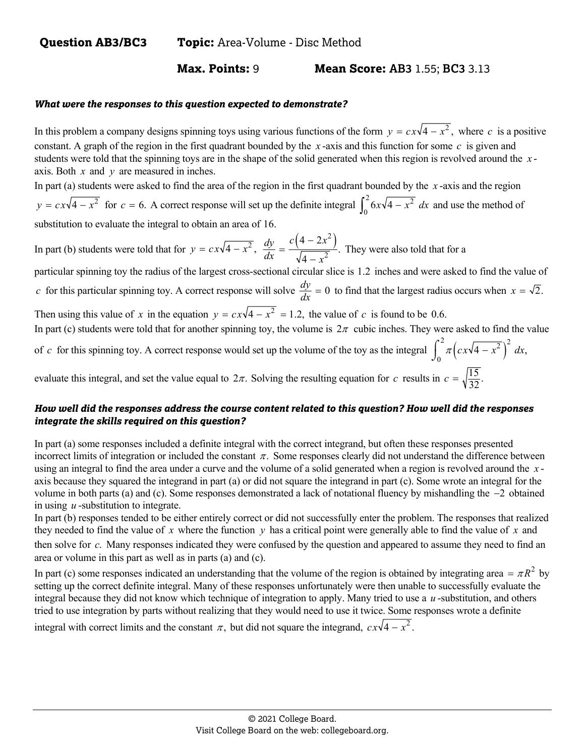**Question AB3/BC3** **Topic:** Area-Volume - Disc Method

**Max. Points:** 9 **Mean Score: AB3** 1.55; **BC3** 3.13

***What were the responses to this question expected to demonstrate?***

In this problem a company designs spinning toys using various functions of the form $y = cx\sqrt{4 - x^2}$, where $c$ is a positive constant. A graph of the region in the first quadrant bounded by the $x$-axis and this function for some $c$ is given and students were told that the spinning toys are in the shape of the solid generated when this region is revolved around the $x$-axis. Both $x$ and $y$ are measured in inches.

In part (a) students were asked to find the area of the region in the first quadrant bounded by the $x$-axis and the region $y = cx\sqrt{4 - x^2}$ for $c = 6$. A correct response will set up the definite integral $\int_0^2 6x\sqrt{4 - x^2}\, dx$ and use the method of substitution to evaluate the integral to obtain an area of 16.

In part (b) students were told that for $y = cx\sqrt{4 - x^2}$, $\frac{dy}{dx} = \frac{c\left(4 - 2x^2\right)}{\sqrt{4 - x^2}}$. They were also told that for a particular spinning toy the radius of the largest cross-sectional circular slice is 1.2 inches and were asked to find the value of $c$ for this particular spinning toy. A correct response will solve $\frac{dy}{dx} = 0$ to find that the largest radius occurs when $x = \sqrt{2}$. Then using this value of $x$ in the equation $y = cx\sqrt{4 - x^2} = 1.2$, the value of $c$ is found to be 0.6.

In part (c) students were told that for another spinning toy, the volume is $2\pi$ cubic inches. They were asked to find the value of $c$ for this spinning toy. A correct response would set up the volume of the toy as the integral $\int_0^2 \pi\left(cx\sqrt{4 - x^2}\right)^2 dx$, evaluate this integral, and set the value equal to $2\pi$. Solving the resulting equation for $c$ results in $c = \sqrt{\frac{15}{32}}$.

***How well did the responses address the course content related to this question? How well did the responses integrate the skills required on this question?***

In part (a) some responses included a definite integral with the correct integrand, but often these responses presented incorrect limits of integration or included the constant $\pi$. Some responses clearly did not understand the difference between using an integral to find the area under a curve and the volume of a solid generated when a region is revolved around the $x$-axis because they squared the integrand in part (a) or did not square the integrand in part (c). Some wrote an integral for the volume in both parts (a) and (c). Some responses demonstrated a lack of notational fluency by mishandling the $-2$ obtained in using $u$-substitution to integrate.

In part (b) responses tended to be either entirely correct or did not successfully enter the problem. The responses that realized they needed to find the value of $x$ where the function $y$ has a critical point were generally able to find the value of $x$ and then solve for $c$. Many responses indicated they were confused by the question and appeared to assume they need to find an area or volume in this part as well as in parts (a) and (c).

In part (c) some responses indicated an understanding that the volume of the region is obtained by integrating area $= \pi R^2$ by setting up the correct definite integral. Many of these responses unfortunately were then unable to successfully evaluate the integral because they did not know which technique of integration to apply. Many tried to use a $u$-substitution, and others tried to use integration by parts without realizing that they would need to use it twice. Some responses wrote a definite integral with correct limits and the constant $\pi$, but did not square the integrand, $cx\sqrt{4 - x^2}$.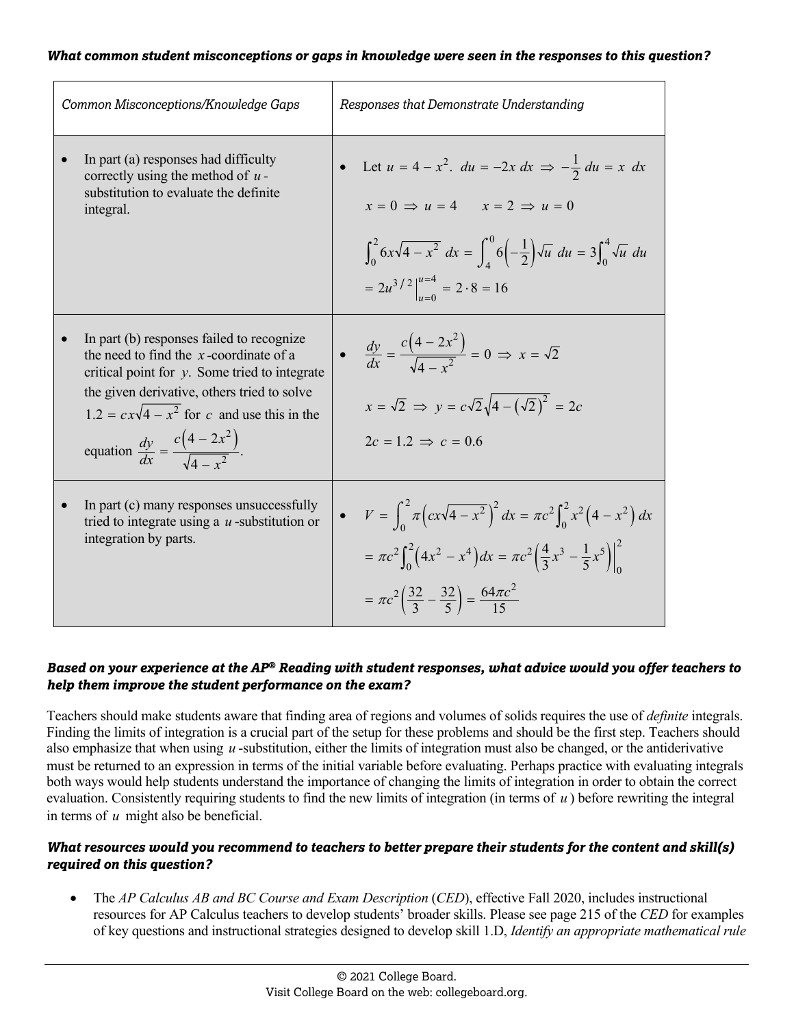***What common student misconceptions or gaps in knowledge were seen in the responses to this question?***

| Common Misconceptions/Knowledge Gaps | Responses that Demonstrate Understanding |
| --- | --- |
| • In part (a) responses had difficulty correctly using the method of $u$-substitution to evaluate the definite integral. | • Let $u = 4 - x^2$. $du = -2x\,dx \Rightarrow -\frac{1}{2}\,du = x\,dx$ <br> $x = 0 \Rightarrow u = 4 \qquad x = 2 \Rightarrow u = 0$ <br> $\int_0^2 6x\sqrt{4 - x^2}\,dx = \int_4^0 6\left(-\frac{1}{2}\right)\sqrt{u}\,du = 3\int_0^4 \sqrt{u}\,du$ <br> $= 2u^{3/2}\Big\vert_{u=0}^{u=4} = 2 \cdot 8 = 16$ |
| • In part (b) responses failed to recognize the need to find the $x$-coordinate of a critical point for $y$. Some tried to integrate the given derivative, others tried to solve $1.2 = cx\sqrt{4 - x^2}$ for $c$ and use this in the equation $\frac{dy}{dx} = \frac{c\left(4 - 2x^2\right)}{\sqrt{4 - x^2}}$. | • $\frac{dy}{dx} = \frac{c\left(4 - 2x^2\right)}{\sqrt{4 - x^2}} = 0 \Rightarrow x = \sqrt{2}$ <br> $x = \sqrt{2} \Rightarrow y = c\sqrt{2}\sqrt{4 - \left(\sqrt{2}\right)^2} = 2c$ <br> $2c = 1.2 \Rightarrow c = 0.6$ |
| • In part (c) many responses unsuccessfully tried to integrate using a $u$-substitution or integration by parts. | • $V = \int_0^2 \pi\left(cx\sqrt{4 - x^2}\right)^2 dx = \pi c^2 \int_0^2 x^2\left(4 - x^2\right) dx$ <br> $= \pi c^2 \int_0^2 \left(4x^2 - x^4\right) dx = \pi c^2 \left(\frac{4}{3}x^3 - \frac{1}{5}x^5\right)\Big\vert_0^2$ <br> $= \pi c^2 \left(\frac{32}{3} - \frac{32}{5}\right) = \frac{64\pi c^2}{15}$ |

***Based on your experience at the AP® Reading with student responses, what advice would you offer teachers to help them improve the student performance on the exam?***

Teachers should make students aware that finding area of regions and volumes of solids requires the use of *definite* integrals. Finding the limits of integration is a crucial part of the setup for these problems and should be the first step. Teachers should also emphasize that when using $u$-substitution, either the limits of integration must also be changed, or the antiderivative must be returned to an expression in terms of the initial variable before evaluating. Perhaps practice with evaluating integrals both ways would help students understand the importance of changing the limits of integration in order to obtain the correct evaluation. Consistently requiring students to find the new limits of integration (in terms of $u$) before rewriting the integral in terms of $u$ might also be beneficial.

***What resources would you recommend to teachers to better prepare their students for the content and skill(s) required on this question?***

- The *AP Calculus AB and BC Course and Exam Description* (*CED*), effective Fall 2020, includes instructional resources for AP Calculus teachers to develop students' broader skills. Please see page 215 of the *CED* for examples of key questions and instructional strategies designed to develop skill 1.D, *Identify an appropriate mathematical rule*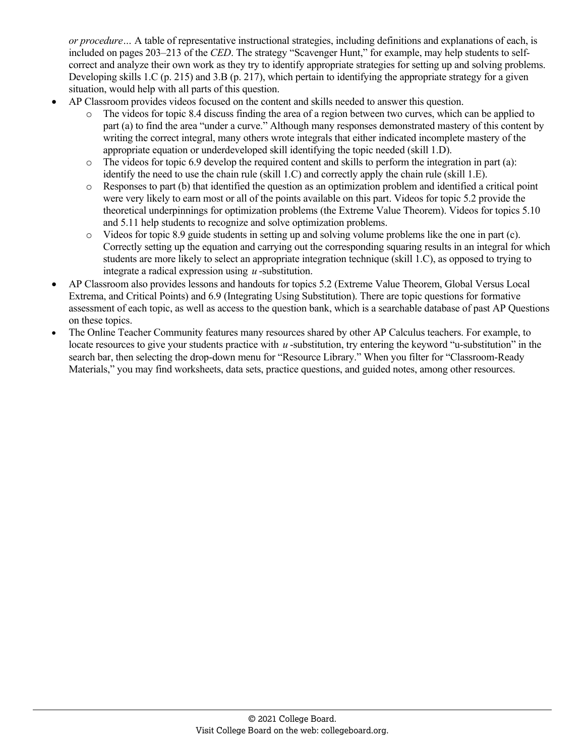*or procedure…* A table of representative instructional strategies, including definitions and explanations of each, is included on pages 203–213 of the *CED*. The strategy "Scavenger Hunt," for example, may help students to self-correct and analyze their own work as they try to identify appropriate strategies for setting up and solving problems. Developing skills 1.C (p. 215) and 3.B (p. 217), which pertain to identifying the appropriate strategy for a given situation, would help with all parts of this question.

- AP Classroom provides videos focused on the content and skills needed to answer this question.
  - The videos for topic 8.4 discuss finding the area of a region between two curves, which can be applied to part (a) to find the area "under a curve." Although many responses demonstrated mastery of this content by writing the correct integral, many others wrote integrals that either indicated incomplete mastery of the appropriate equation or underdeveloped skill identifying the topic needed (skill 1.D).
  - The videos for topic 6.9 develop the required content and skills to perform the integration in part (a): identify the need to use the chain rule (skill 1.C) and correctly apply the chain rule (skill 1.E).
  - Responses to part (b) that identified the question as an optimization problem and identified a critical point were very likely to earn most or all of the points available on this part. Videos for topic 5.2 provide the theoretical underpinnings for optimization problems (the Extreme Value Theorem). Videos for topics 5.10 and 5.11 help students to recognize and solve optimization problems.
  - Videos for topic 8.9 guide students in setting up and solving volume problems like the one in part (c). Correctly setting up the equation and carrying out the corresponding squaring results in an integral for which students are more likely to select an appropriate integration technique (skill 1.C), as opposed to trying to integrate a radical expression using $u$-substitution.
- AP Classroom also provides lessons and handouts for topics 5.2 (Extreme Value Theorem, Global Versus Local Extrema, and Critical Points) and 6.9 (Integrating Using Substitution). There are topic questions for formative assessment of each topic, as well as access to the question bank, which is a searchable database of past AP Questions on these topics.
- The Online Teacher Community features many resources shared by other AP Calculus teachers. For example, to locate resources to give your students practice with $u$-substitution, try entering the keyword "u-substitution" in the search bar, then selecting the drop-down menu for "Resource Library." When you filter for "Classroom-Ready Materials," you may find worksheets, data sets, practice questions, and guided notes, among other resources.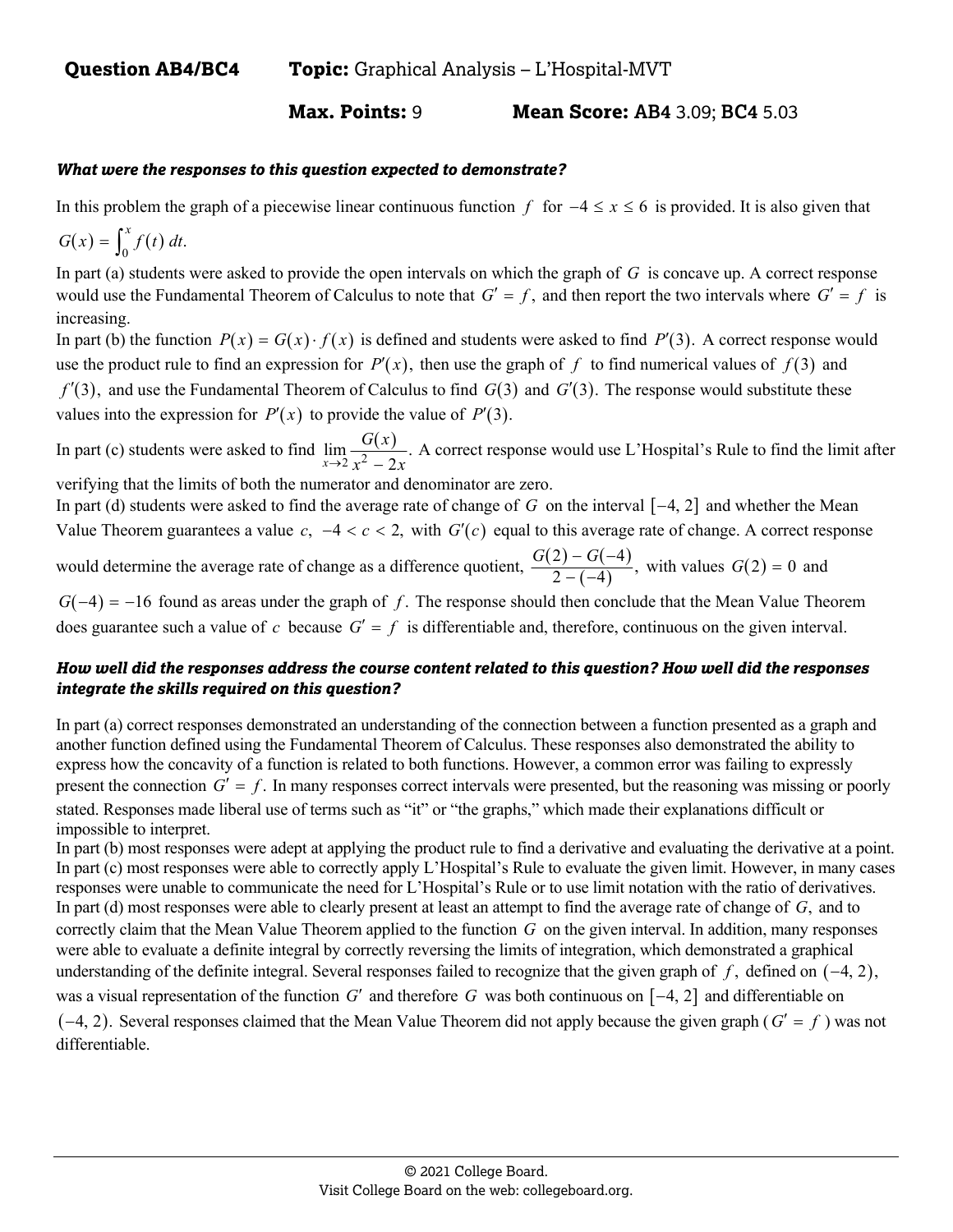**Question AB4/BC4** **Topic:** Graphical Analysis – L'Hospital-MVT

**Max. Points:** 9 **Mean Score:** **AB4** 3.09; **BC4** 5.03

***What were the responses to this question expected to demonstrate?***

In this problem the graph of a piecewise linear continuous function $f$ for $-4 \le x \le 6$ is provided. It is also given that $G(x) = \int_0^x f(t)\,dt.$

In part (a) students were asked to provide the open intervals on which the graph of $G$ is concave up. A correct response would use the Fundamental Theorem of Calculus to note that $G' = f$, and then report the two intervals where $G' = f$ is increasing.

In part (b) the function $P(x) = G(x) \cdot f(x)$ is defined and students were asked to find $P'(3)$. A correct response would use the product rule to find an expression for $P'(x)$, then use the graph of $f$ to find numerical values of $f(3)$ and $f'(3)$, and use the Fundamental Theorem of Calculus to find $G(3)$ and $G'(3)$. The response would substitute these values into the expression for $P'(x)$ to provide the value of $P'(3)$.

In part (c) students were asked to find $\lim\limits_{x \to 2} \dfrac{G(x)}{x^2 - 2x}$. A correct response would use L'Hospital's Rule to find the limit after verifying that the limits of both the numerator and denominator are zero.

In part (d) students were asked to find the average rate of change of $G$ on the interval $[-4, 2]$ and whether the Mean Value Theorem guarantees a value $c$, $-4 < c < 2$, with $G'(c)$ equal to this average rate of change. A correct response would determine the average rate of change as a difference quotient, $\dfrac{G(2) - G(-4)}{2 - (-4)}$, with values $G(2) = 0$ and $G(-4) = -16$ found as areas under the graph of $f$. The response should then conclude that the Mean Value Theorem does guarantee such a value of $c$ because $G' = f$ is differentiable and, therefore, continuous on the given interval.

***How well did the responses address the course content related to this question? How well did the responses integrate the skills required on this question?***

In part (a) correct responses demonstrated an understanding of the connection between a function presented as a graph and another function defined using the Fundamental Theorem of Calculus. These responses also demonstrated the ability to express how the concavity of a function is related to both functions. However, a common error was failing to expressly present the connection $G' = f$. In many responses correct intervals were presented, but the reasoning was missing or poorly stated. Responses made liberal use of terms such as "it" or "the graphs," which made their explanations difficult or impossible to interpret.

In part (b) most responses were adept at applying the product rule to find a derivative and evaluating the derivative at a point.

In part (c) most responses were able to correctly apply L'Hospital's Rule to evaluate the given limit. However, in many cases responses were unable to communicate the need for L'Hospital's Rule or to use limit notation with the ratio of derivatives.

In part (d) most responses were able to clearly present at least an attempt to find the average rate of change of $G$, and to correctly claim that the Mean Value Theorem applied to the function $G$ on the given interval. In addition, many responses were able to evaluate a definite integral by correctly reversing the limits of integration, which demonstrated a graphical understanding of the definite integral. Several responses failed to recognize that the given graph of $f$, defined on $(-4, 2)$, was a visual representation of the function $G'$ and therefore $G$ was both continuous on $[-4, 2]$ and differentiable on $(-4, 2)$. Several responses claimed that the Mean Value Theorem did not apply because the given graph ($G' = f$) was not differentiable.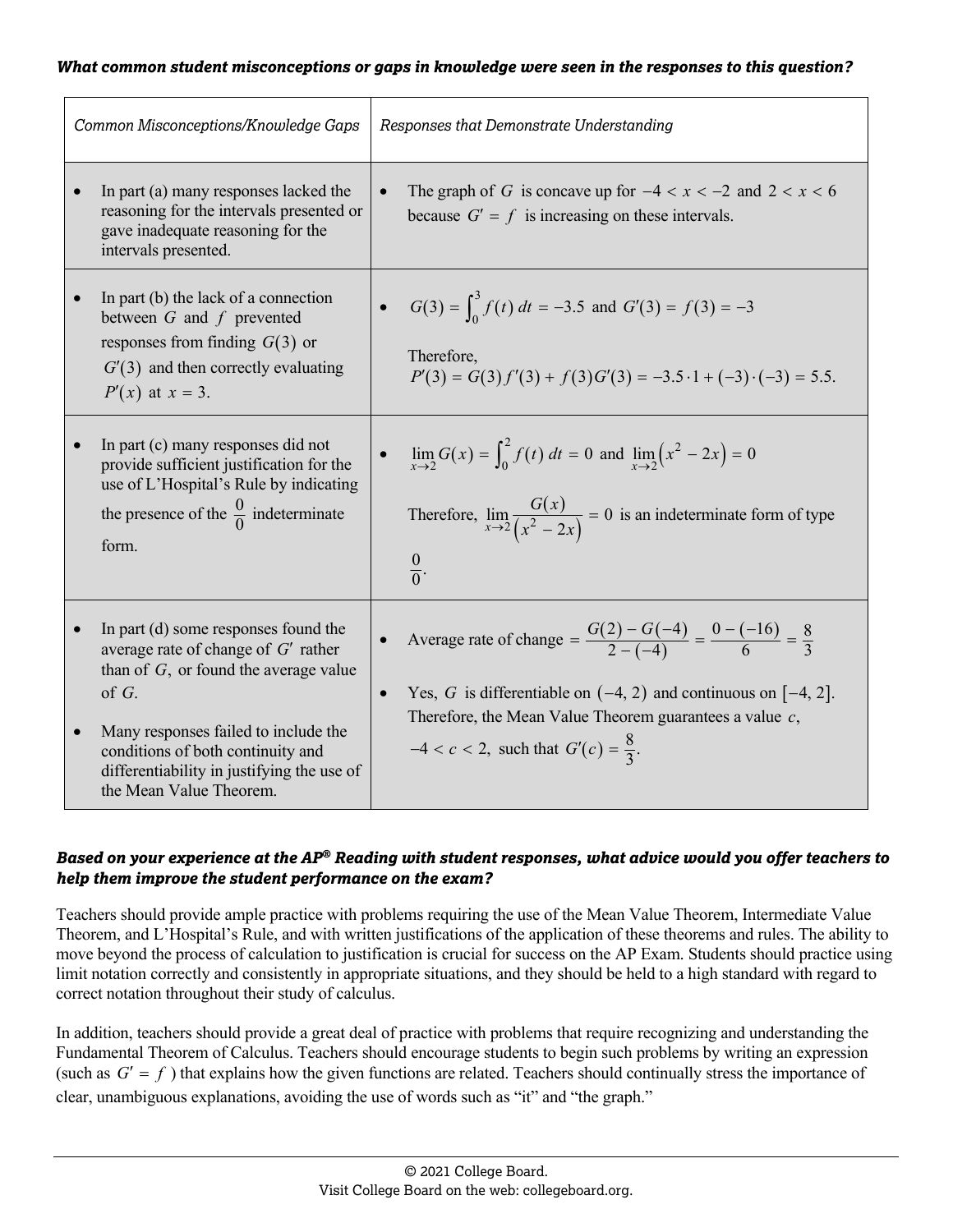***What common student misconceptions or gaps in knowledge were seen in the responses to this question?***

| *Common Misconceptions/Knowledge Gaps* | *Responses that Demonstrate Understanding* |
|---|---|
| • In part (a) many responses lacked the reasoning for the intervals presented or gave inadequate reasoning for the intervals presented. | • The graph of $G$ is concave up for $-4 < x < -2$ and $2 < x < 6$ because $G' = f$ is increasing on these intervals. |
| • In part (b) the lack of a connection between $G$ and $f$ prevented responses from finding $G(3)$ or $G'(3)$ and then correctly evaluating $P'(x)$ at $x = 3$. | • $G(3) = \int_0^3 f(t)\,dt = -3.5$ and $G'(3) = f(3) = -3$ <br><br> Therefore, $P'(3) = G(3)f'(3) + f(3)G'(3) = -3.5 \cdot 1 + (-3)\cdot(-3) = 5.5.$ |
| • In part (c) many responses did not provide sufficient justification for the use of L'Hospital's Rule by indicating the presence of the $\frac{0}{0}$ indeterminate form. | • $\lim_{x \to 2} G(x) = \int_0^2 f(t)\,dt = 0$ and $\lim_{x \to 2} \left(x^2 - 2x\right) = 0$ <br><br> Therefore, $\lim_{x \to 2} \frac{G(x)}{\left(x^2 - 2x\right)} = 0$ is an indeterminate form of type $\frac{0}{0}$. |
| • In part (d) some responses found the average rate of change of $G'$ rather than of $G$, or found the average value of $G$. <br><br> • Many responses failed to include the conditions of both continuity and differentiability in justifying the use of the Mean Value Theorem. | • Average rate of change $= \frac{G(2) - G(-4)}{2 - (-4)} = \frac{0 - (-16)}{6} = \frac{8}{3}$ <br><br> • Yes, $G$ is differentiable on $(-4, 2)$ and continuous on $[-4, 2]$. Therefore, the Mean Value Theorem guarantees a value $c$, $-4 < c < 2$, such that $G'(c) = \frac{8}{3}$. |

***Based on your experience at the AP® Reading with student responses, what advice would you offer teachers to help them improve the student performance on the exam?***

Teachers should provide ample practice with problems requiring the use of the Mean Value Theorem, Intermediate Value Theorem, and L'Hospital's Rule, and with written justifications of the application of these theorems and rules. The ability to move beyond the process of calculation to justification is crucial for success on the AP Exam. Students should practice using limit notation correctly and consistently in appropriate situations, and they should be held to a high standard with regard to correct notation throughout their study of calculus.

In addition, teachers should provide a great deal of practice with problems that require recognizing and understanding the Fundamental Theorem of Calculus. Teachers should encourage students to begin such problems by writing an expression (such as $G' = f$ ) that explains how the given functions are related. Teachers should continually stress the importance of clear, unambiguous explanations, avoiding the use of words such as "it" and "the graph."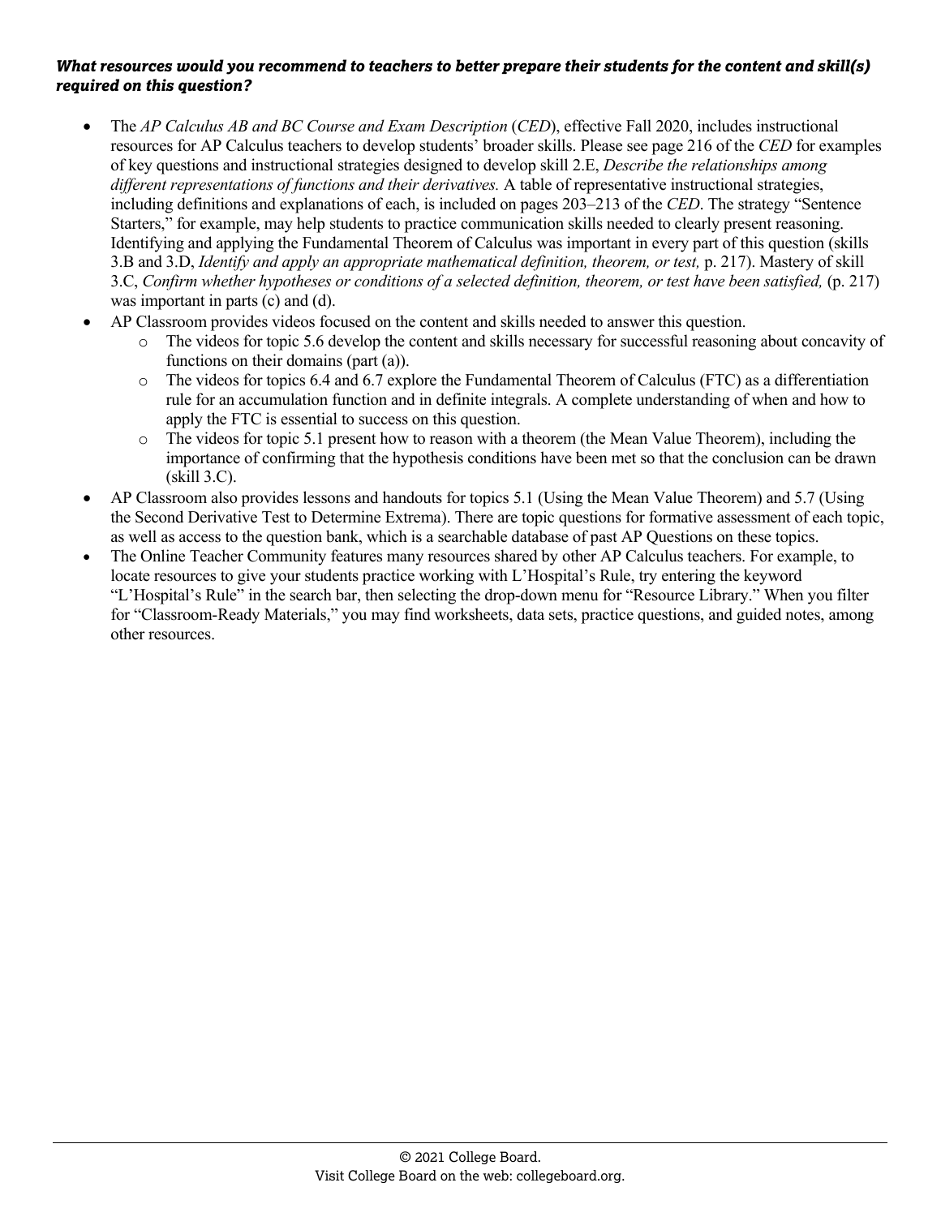***What resources would you recommend to teachers to better prepare their students for the content and skill(s) required on this question?***

- The *AP Calculus AB and BC Course and Exam Description* (*CED*), effective Fall 2020, includes instructional resources for AP Calculus teachers to develop students' broader skills. Please see page 216 of the *CED* for examples of key questions and instructional strategies designed to develop skill 2.E, *Describe the relationships among different representations of functions and their derivatives.* A table of representative instructional strategies, including definitions and explanations of each, is included on pages 203–213 of the *CED*. The strategy "Sentence Starters," for example, may help students to practice communication skills needed to clearly present reasoning. Identifying and applying the Fundamental Theorem of Calculus was important in every part of this question (skills 3.B and 3.D, *Identify and apply an appropriate mathematical definition, theorem, or test,* p. 217). Mastery of skill 3.C, *Confirm whether hypotheses or conditions of a selected definition, theorem, or test have been satisfied,* (p. 217) was important in parts (c) and (d).
- AP Classroom provides videos focused on the content and skills needed to answer this question.
  - The videos for topic 5.6 develop the content and skills necessary for successful reasoning about concavity of functions on their domains (part (a)).
  - The videos for topics 6.4 and 6.7 explore the Fundamental Theorem of Calculus (FTC) as a differentiation rule for an accumulation function and in definite integrals. A complete understanding of when and how to apply the FTC is essential to success on this question.
  - The videos for topic 5.1 present how to reason with a theorem (the Mean Value Theorem), including the importance of confirming that the hypothesis conditions have been met so that the conclusion can be drawn (skill 3.C).
- AP Classroom also provides lessons and handouts for topics 5.1 (Using the Mean Value Theorem) and 5.7 (Using the Second Derivative Test to Determine Extrema). There are topic questions for formative assessment of each topic, as well as access to the question bank, which is a searchable database of past AP Questions on these topics.
- The Online Teacher Community features many resources shared by other AP Calculus teachers. For example, to locate resources to give your students practice working with L'Hospital's Rule, try entering the keyword "L'Hospital's Rule" in the search bar, then selecting the drop-down menu for "Resource Library." When you filter for "Classroom-Ready Materials," you may find worksheets, data sets, practice questions, and guided notes, among other resources.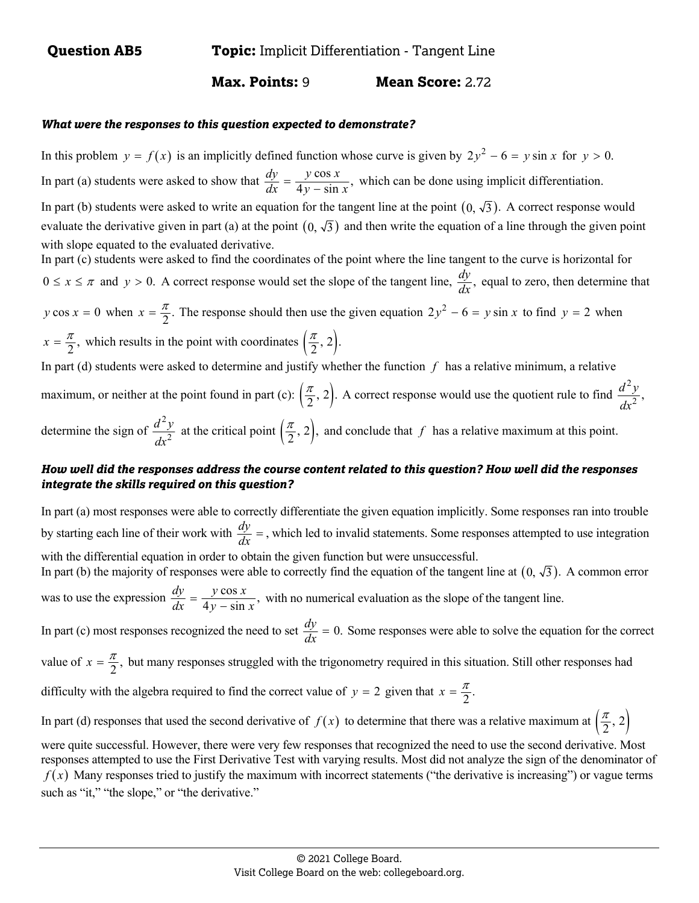**Question AB5** **Topic:** Implicit Differentiation - Tangent Line

**Max. Points:** 9 **Mean Score:** 2.72

***What were the responses to this question expected to demonstrate?***

In this problem $y = f(x)$ is an implicitly defined function whose curve is given by $2y^2 - 6 = y \sin x$ for $y > 0$.

In part (a) students were asked to show that $\frac{dy}{dx} = \frac{y \cos x}{4y - \sin x}$, which can be done using implicit differentiation.

In part (b) students were asked to write an equation for the tangent line at the point $(0, \sqrt{3})$. A correct response would evaluate the derivative given in part (a) at the point $(0, \sqrt{3})$ and then write the equation of a line through the given point with slope equated to the evaluated derivative.

In part (c) students were asked to find the coordinates of the point where the line tangent to the curve is horizontal for $0 \le x \le \pi$ and $y > 0$. A correct response would set the slope of the tangent line, $\frac{dy}{dx}$, equal to zero, then determine that $y \cos x = 0$ when $x = \frac{\pi}{2}$. The response should then use the given equation $2y^2 - 6 = y \sin x$ to find $y = 2$ when $x = \frac{\pi}{2}$, which results in the point with coordinates $\left(\frac{\pi}{2}, 2\right)$.

In part (d) students were asked to determine and justify whether the function $f$ has a relative minimum, a relative maximum, or neither at the point found in part (c): $\left(\frac{\pi}{2}, 2\right)$. A correct response would use the quotient rule to find $\frac{d^2y}{dx^2}$, determine the sign of $\frac{d^2y}{dx^2}$ at the critical point $\left(\frac{\pi}{2}, 2\right)$, and conclude that $f$ has a relative maximum at this point.

***How well did the responses address the course content related to this question? How well did the responses integrate the skills required on this question?***

In part (a) most responses were able to correctly differentiate the given equation implicitly. Some responses ran into trouble by starting each line of their work with $\frac{dy}{dx} =$, which led to invalid statements. Some responses attempted to use integration with the differential equation in order to obtain the given function but were unsuccessful.

In part (b) the majority of responses were able to correctly find the equation of the tangent line at $(0, \sqrt{3})$. A common error was to use the expression $\frac{dy}{dx} = \frac{y \cos x}{4y - \sin x}$, with no numerical evaluation as the slope of the tangent line.

In part (c) most responses recognized the need to set $\frac{dy}{dx} = 0$. Some responses were able to solve the equation for the correct value of $x = \frac{\pi}{2}$, but many responses struggled with the trigonometry required in this situation. Still other responses had difficulty with the algebra required to find the correct value of $y = 2$ given that $x = \frac{\pi}{2}$.

In part (d) responses that used the second derivative of $f(x)$ to determine that there was a relative maximum at $\left(\frac{\pi}{2}, 2\right)$ were quite successful. However, there were very few responses that recognized the need to use the second derivative. Most responses attempted to use the First Derivative Test with varying results. Most did not analyze the sign of the denominator of $f(x)$ Many responses tried to justify the maximum with incorrect statements ("the derivative is increasing") or vague terms such as "it," "the slope," or "the derivative."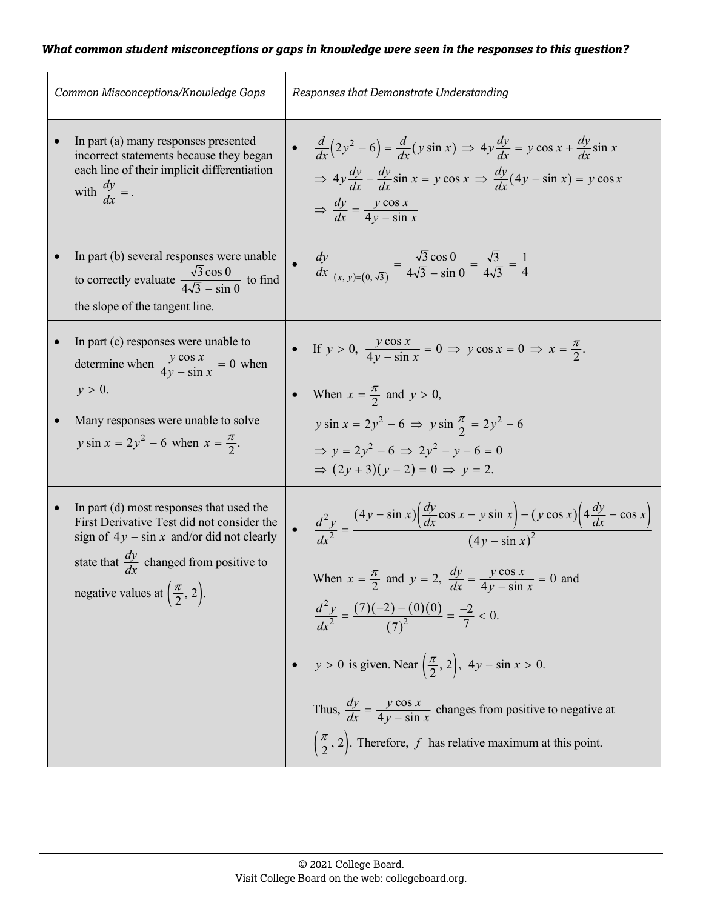***What common student misconceptions or gaps in knowledge were seen in the responses to this question?***

| *Common Misconceptions/Knowledge Gaps* | *Responses that Demonstrate Understanding* |
|---|---|
| • In part (a) many responses presented incorrect statements because they began each line of their implicit differentiation with $\frac{dy}{dx} =$. | • $\frac{d}{dx}\left(2y^2 - 6\right) = \frac{d}{dx}(y \sin x) \Rightarrow 4y\frac{dy}{dx} = y\cos x + \frac{dy}{dx}\sin x$ $\Rightarrow 4y\frac{dy}{dx} - \frac{dy}{dx}\sin x = y\cos x \Rightarrow \frac{dy}{dx}(4y - \sin x) = y\cos x$ $\Rightarrow \frac{dy}{dx} = \frac{y\cos x}{4y - \sin x}$ |
| • In part (b) several responses were unable to correctly evaluate $\frac{\sqrt{3}\cos 0}{4\sqrt{3} - \sin 0}$ to find the slope of the tangent line. | • $\left.\frac{dy}{dx}\right\vert_{(x,\, y)=(0,\, \sqrt{3})} = \frac{\sqrt{3}\cos 0}{4\sqrt{3} - \sin 0} = \frac{\sqrt{3}}{4\sqrt{3}} = \frac{1}{4}$ |
| • In part (c) responses were unable to determine when $\frac{y\cos x}{4y - \sin x} = 0$ when $y > 0$. <br> • Many responses were unable to solve $y\sin x = 2y^2 - 6$ when $x = \frac{\pi}{2}$. | • If $y > 0$, $\frac{y\cos x}{4y - \sin x} = 0 \Rightarrow y\cos x = 0 \Rightarrow x = \frac{\pi}{2}$. <br> • When $x = \frac{\pi}{2}$ and $y > 0$, $y\sin x = 2y^2 - 6 \Rightarrow y\sin\frac{\pi}{2} = 2y^2 - 6$ $\Rightarrow y = 2y^2 - 6 \Rightarrow 2y^2 - y - 6 = 0$ $\Rightarrow (2y + 3)(y - 2) = 0 \Rightarrow y = 2.$ |
| • In part (d) most responses that used the First Derivative Test did not consider the sign of $4y - \sin x$ and/or did not clearly state that $\frac{dy}{dx}$ changed from positive to negative values at $\left(\frac{\pi}{2}, 2\right)$. | • $\frac{d^2y}{dx^2} = \frac{(4y - \sin x)\left(\frac{dy}{dx}\cos x - y\sin x\right) - (y\cos x)\left(4\frac{dy}{dx} - \cos x\right)}{(4y - \sin x)^2}$ <br> When $x = \frac{\pi}{2}$ and $y = 2$, $\frac{dy}{dx} = \frac{y\cos x}{4y - \sin x} = 0$ and $\frac{d^2y}{dx^2} = \frac{(7)(-2) - (0)(0)}{(7)^2} = \frac{-2}{7} < 0.$ <br> • $y > 0$ is given. Near $\left(\frac{\pi}{2}, 2\right)$, $4y - \sin x > 0$. <br> Thus, $\frac{dy}{dx} = \frac{y\cos x}{4y - \sin x}$ changes from positive to negative at $\left(\frac{\pi}{2}, 2\right)$. Therefore, $f$ has relative maximum at this point. |

© 2021 College Board.
Visit College Board on the web: collegeboard.org.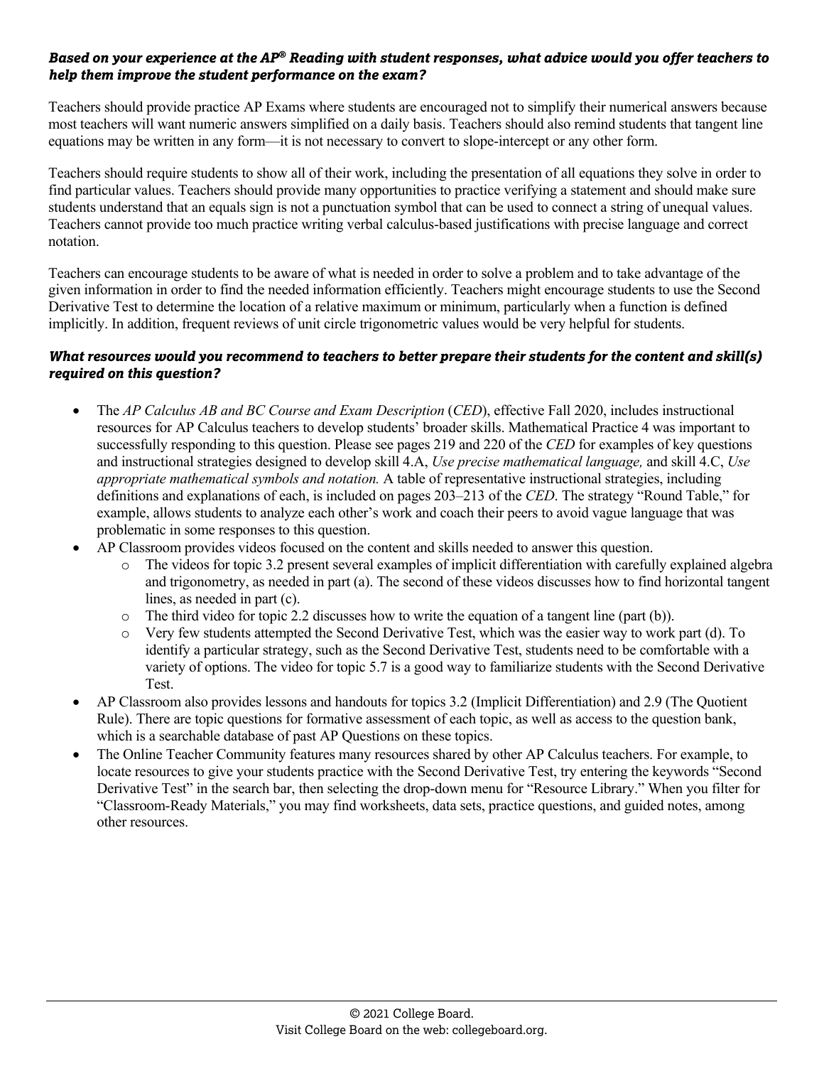### *Based on your experience at the AP® Reading with student responses, what advice would you offer teachers to help them improve the student performance on the exam?*

Teachers should provide practice AP Exams where students are encouraged not to simplify their numerical answers because most teachers will want numeric answers simplified on a daily basis. Teachers should also remind students that tangent line equations may be written in any form—it is not necessary to convert to slope-intercept or any other form.

Teachers should require students to show all of their work, including the presentation of all equations they solve in order to find particular values. Teachers should provide many opportunities to practice verifying a statement and should make sure students understand that an equals sign is not a punctuation symbol that can be used to connect a string of unequal values. Teachers cannot provide too much practice writing verbal calculus-based justifications with precise language and correct notation.

Teachers can encourage students to be aware of what is needed in order to solve a problem and to take advantage of the given information in order to find the needed information efficiently. Teachers might encourage students to use the Second Derivative Test to determine the location of a relative maximum or minimum, particularly when a function is defined implicitly. In addition, frequent reviews of unit circle trigonometric values would be very helpful for students.

### *What resources would you recommend to teachers to better prepare their students for the content and skill(s) required on this question?*

- The *AP Calculus AB and BC Course and Exam Description* (*CED*), effective Fall 2020, includes instructional resources for AP Calculus teachers to develop students' broader skills. Mathematical Practice 4 was important to successfully responding to this question. Please see pages 219 and 220 of the *CED* for examples of key questions and instructional strategies designed to develop skill 4.A, *Use precise mathematical language,* and skill 4.C, *Use appropriate mathematical symbols and notation.* A table of representative instructional strategies, including definitions and explanations of each, is included on pages 203–213 of the *CED*. The strategy "Round Table," for example, allows students to analyze each other's work and coach their peers to avoid vague language that was problematic in some responses to this question.
- AP Classroom provides videos focused on the content and skills needed to answer this question.
  - The videos for topic 3.2 present several examples of implicit differentiation with carefully explained algebra and trigonometry, as needed in part (a). The second of these videos discusses how to find horizontal tangent lines, as needed in part (c).
  - The third video for topic 2.2 discusses how to write the equation of a tangent line (part (b)).
  - Very few students attempted the Second Derivative Test, which was the easier way to work part (d). To identify a particular strategy, such as the Second Derivative Test, students need to be comfortable with a variety of options. The video for topic 5.7 is a good way to familiarize students with the Second Derivative Test.
- AP Classroom also provides lessons and handouts for topics 3.2 (Implicit Differentiation) and 2.9 (The Quotient Rule). There are topic questions for formative assessment of each topic, as well as access to the question bank, which is a searchable database of past AP Questions on these topics.
- The Online Teacher Community features many resources shared by other AP Calculus teachers. For example, to locate resources to give your students practice with the Second Derivative Test, try entering the keywords "Second Derivative Test" in the search bar, then selecting the drop-down menu for "Resource Library." When you filter for "Classroom-Ready Materials," you may find worksheets, data sets, practice questions, and guided notes, among other resources.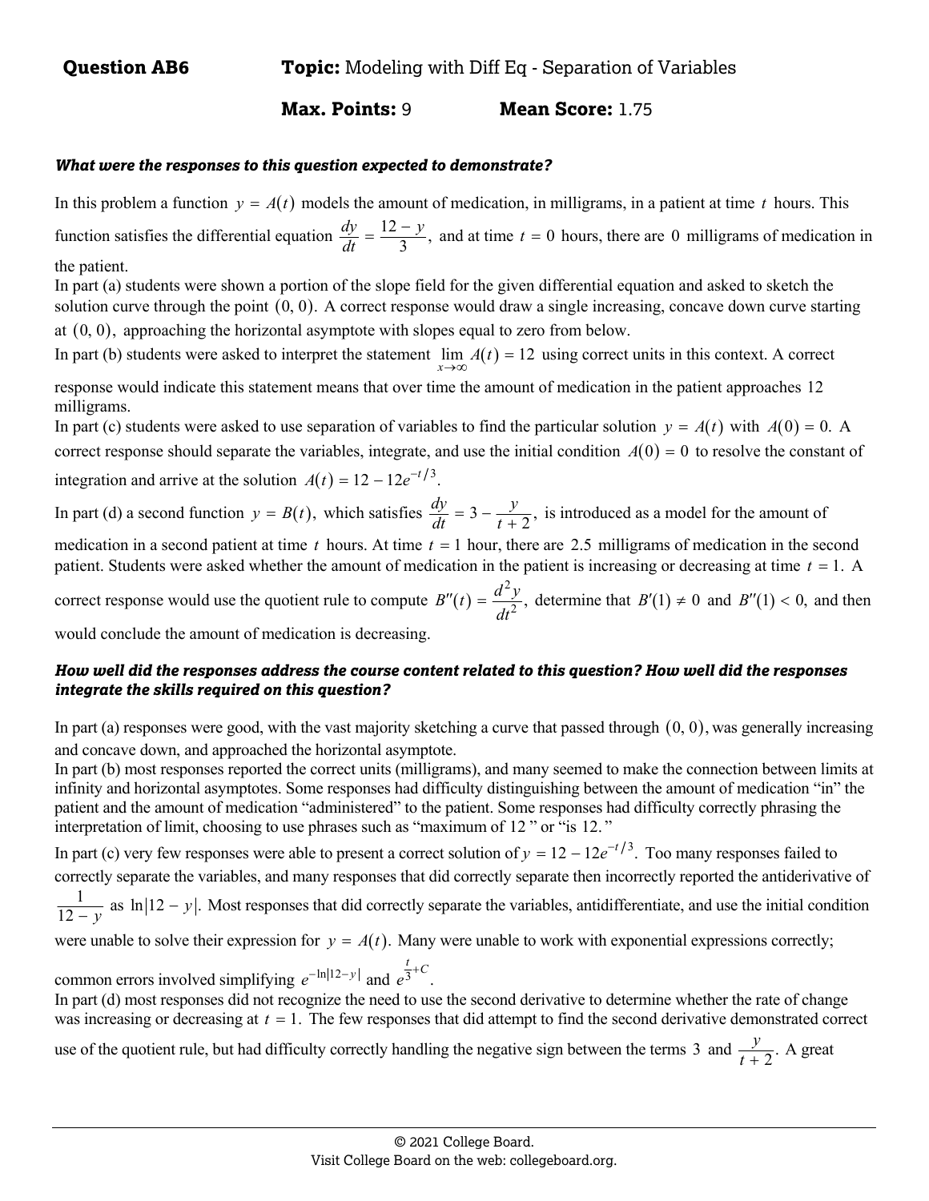**Question AB6** **Topic:** Modeling with Diff Eq - Separation of Variables

**Max. Points:** 9 **Mean Score:** 1.75

***What were the responses to this question expected to demonstrate?***

In this problem a function $y = A(t)$ models the amount of medication, in milligrams, in a patient at time $t$ hours. This function satisfies the differential equation $\frac{dy}{dt} = \frac{12 - y}{3}$, and at time $t = 0$ hours, there are $0$ milligrams of medication in the patient.

In part (a) students were shown a portion of the slope field for the given differential equation and asked to sketch the solution curve through the point $(0, 0)$. A correct response would draw a single increasing, concave down curve starting at $(0, 0)$, approaching the horizontal asymptote with slopes equal to zero from below.

In part (b) students were asked to interpret the statement $\lim_{x \to \infty} A(t) = 12$ using correct units in this context. A correct response would indicate this statement means that over time the amount of medication in the patient approaches $12$ milligrams.

In part (c) students were asked to use separation of variables to find the particular solution $y = A(t)$ with $A(0) = 0$. A correct response should separate the variables, integrate, and use the initial condition $A(0) = 0$ to resolve the constant of integration and arrive at the solution $A(t) = 12 - 12e^{-t/3}$.

In part (d) a second function $y = B(t)$, which satisfies $\frac{dy}{dt} = 3 - \frac{y}{t + 2}$, is introduced as a model for the amount of medication in a second patient at time $t$ hours. At time $t = 1$ hour, there are $2.5$ milligrams of medication in the second patient. Students were asked whether the amount of medication in the patient is increasing or decreasing at time $t = 1$. A correct response would use the quotient rule to compute $B''(t) = \frac{d^2y}{dt^2}$, determine that $B'(1) \neq 0$ and $B''(1) < 0$, and then would conclude the amount of medication is decreasing.

***How well did the responses address the course content related to this question? How well did the responses integrate the skills required on this question?***

In part (a) responses were good, with the vast majority sketching a curve that passed through $(0, 0)$, was generally increasing and concave down, and approached the horizontal asymptote.

In part (b) most responses reported the correct units (milligrams), and many seemed to make the connection between limits at infinity and horizontal asymptotes. Some responses had difficulty distinguishing between the amount of medication "in" the patient and the amount of medication "administered" to the patient. Some responses had difficulty correctly phrasing the interpretation of limit, choosing to use phrases such as "maximum of $12$" or "is $12$."

In part (c) very few responses were able to present a correct solution of $y = 12 - 12e^{-t/3}$. Too many responses failed to correctly separate the variables, and many responses that did correctly separate then incorrectly reported the antiderivative of $\frac{1}{12 - y}$ as $\ln|12 - y|$. Most responses that did correctly separate the variables, antidifferentiate, and use the initial condition were unable to solve their expression for $y = A(t)$. Many were unable to work with exponential expressions correctly; common errors involved simplifying $e^{-\ln|12-y|}$ and $e^{\frac{t}{3}+C}$.

In part (d) most responses did not recognize the need to use the second derivative to determine whether the rate of change was increasing or decreasing at $t = 1$. The few responses that did attempt to find the second derivative demonstrated correct use of the quotient rule, but had difficulty correctly handling the negative sign between the terms $3$ and $\frac{y}{t + 2}$. A great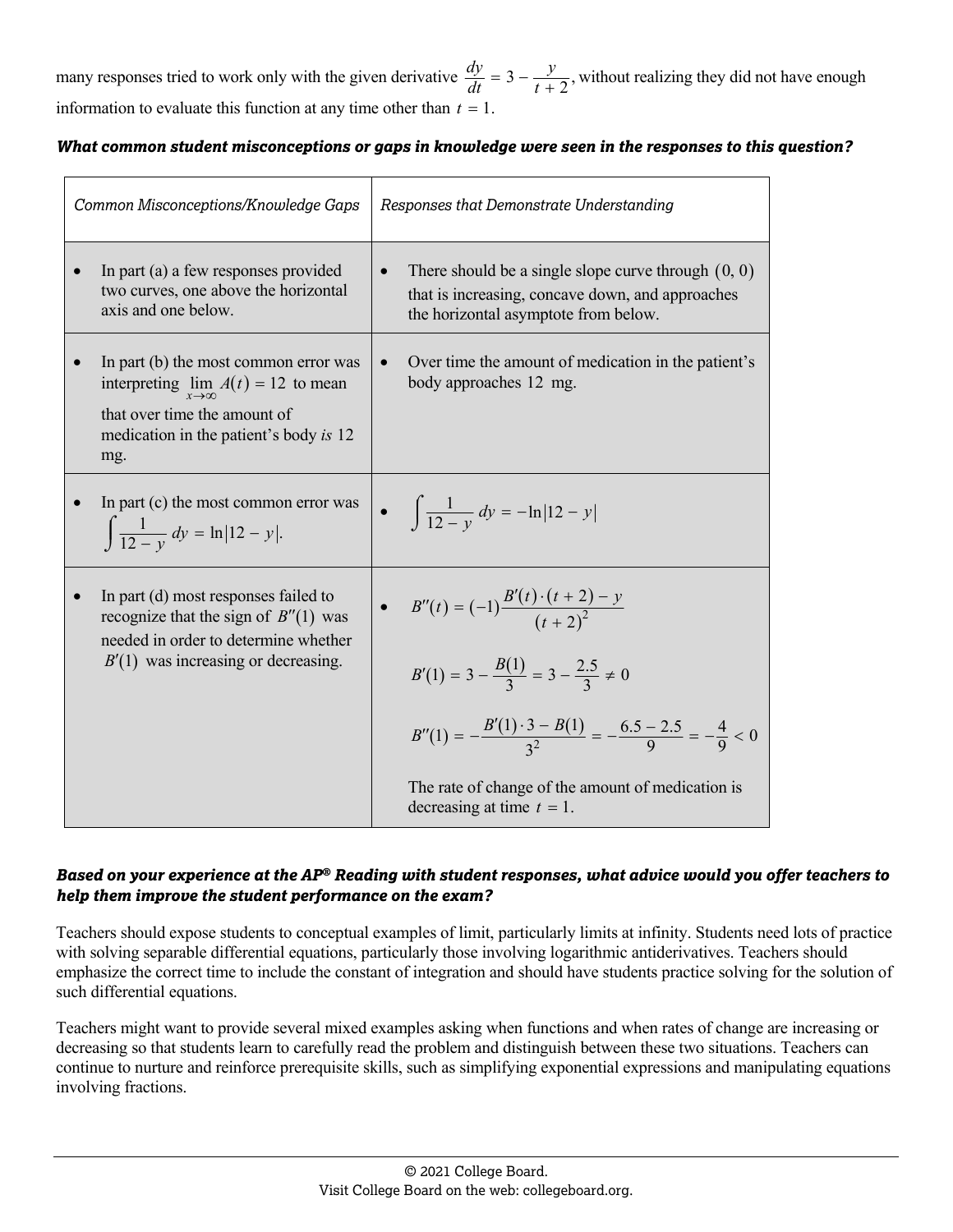many responses tried to work only with the given derivative $\frac{dy}{dt} = 3 - \frac{y}{t+2}$, without realizing they did not have enough information to evaluate this function at any time other than $t = 1$.

***What common student misconceptions or gaps in knowledge were seen in the responses to this question?***

| *Common Misconceptions/Knowledge Gaps* | *Responses that Demonstrate Understanding* |
| --- | --- |
| • In part (a) a few responses provided two curves, one above the horizontal axis and one below. | • There should be a single slope curve through $(0, 0)$ that is increasing, concave down, and approaches the horizontal asymptote from below. |
| • In part (b) the most common error was interpreting $\lim_{x \to \infty} A(t) = 12$ to mean that over time the amount of medication in the patient's body *is* 12 mg. | • Over time the amount of medication in the patient's body approaches 12 mg. |
| • In part (c) the most common error was $\int \frac{1}{12 - y}\, dy = \ln\lvert 12 - y \rvert$. | • $\int \frac{1}{12 - y}\, dy = -\ln\lvert 12 - y \rvert$ |
| • In part (d) most responses failed to recognize that the sign of $B''(1)$ was needed in order to determine whether $B'(1)$ was increasing or decreasing. | • $B''(t) = (-1)\frac{B'(t) \cdot (t+2) - y}{(t+2)^2}$ <br><br> $B'(1) = 3 - \frac{B(1)}{3} = 3 - \frac{2.5}{3} \neq 0$ <br><br> $B''(1) = -\frac{B'(1) \cdot 3 - B(1)}{3^2} = -\frac{6.5 - 2.5}{9} = -\frac{4}{9} < 0$ <br><br> The rate of change of the amount of medication is decreasing at time $t = 1$. |

***Based on your experience at the AP® Reading with student responses, what advice would you offer teachers to help them improve the student performance on the exam?***

Teachers should expose students to conceptual examples of limit, particularly limits at infinity. Students need lots of practice with solving separable differential equations, particularly those involving logarithmic antiderivatives. Teachers should emphasize the correct time to include the constant of integration and should have students practice solving for the solution of such differential equations.

Teachers might want to provide several mixed examples asking when functions and when rates of change are increasing or decreasing so that students learn to carefully read the problem and distinguish between these two situations. Teachers can continue to nurture and reinforce prerequisite skills, such as simplifying exponential expressions and manipulating equations involving fractions.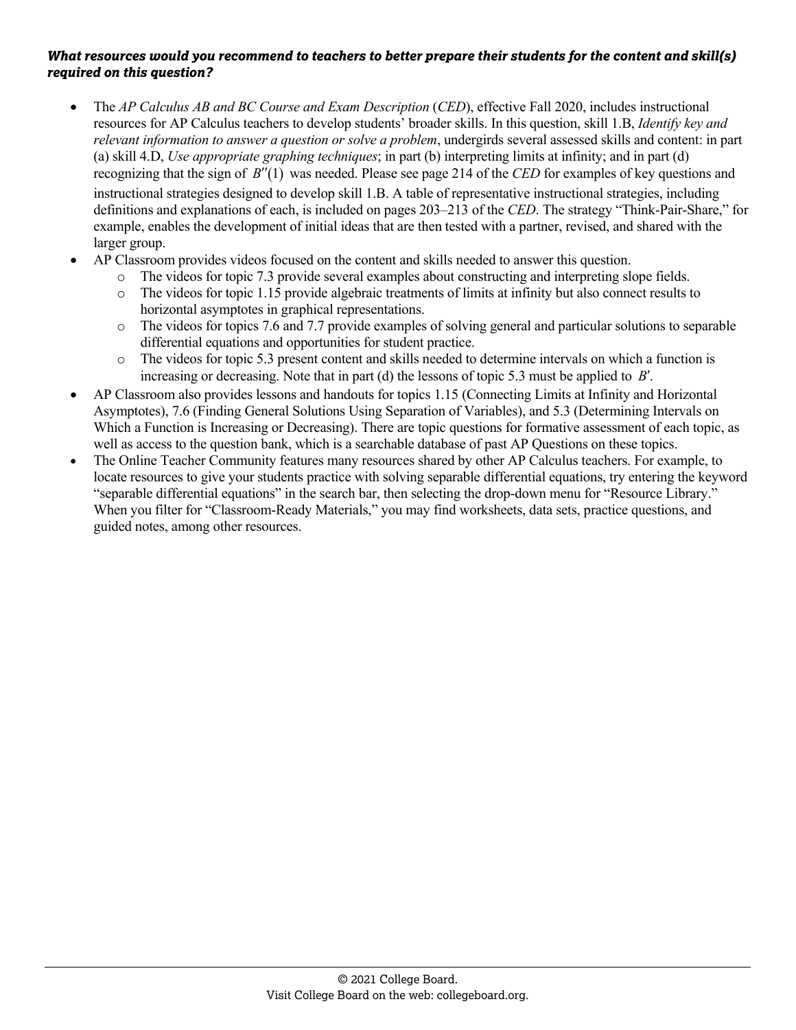***What resources would you recommend to teachers to better prepare their students for the content and skill(s) required on this question?***

- The *AP Calculus AB and BC Course and Exam Description* (*CED*), effective Fall 2020, includes instructional resources for AP Calculus teachers to develop students' broader skills. In this question, skill 1.B, *Identify key and relevant information to answer a question or solve a problem*, undergirds several assessed skills and content: in part (a) skill 4.D, *Use appropriate graphing techniques*; in part (b) interpreting limits at infinity; and in part (d) recognizing that the sign of $B''(1)$ was needed. Please see page 214 of the *CED* for examples of key questions and instructional strategies designed to develop skill 1.B. A table of representative instructional strategies, including definitions and explanations of each, is included on pages 203–213 of the *CED*. The strategy "Think-Pair-Share," for example, enables the development of initial ideas that are then tested with a partner, revised, and shared with the larger group.
- AP Classroom provides videos focused on the content and skills needed to answer this question.
  - The videos for topic 7.3 provide several examples about constructing and interpreting slope fields.
  - The videos for topic 1.15 provide algebraic treatments of limits at infinity but also connect results to horizontal asymptotes in graphical representations.
  - The videos for topics 7.6 and 7.7 provide examples of solving general and particular solutions to separable differential equations and opportunities for student practice.
  - The videos for topic 5.3 present content and skills needed to determine intervals on which a function is increasing or decreasing. Note that in part (d) the lessons of topic 5.3 must be applied to $B'$.
- AP Classroom also provides lessons and handouts for topics 1.15 (Connecting Limits at Infinity and Horizontal Asymptotes), 7.6 (Finding General Solutions Using Separation of Variables), and 5.3 (Determining Intervals on Which a Function is Increasing or Decreasing). There are topic questions for formative assessment of each topic, as well as access to the question bank, which is a searchable database of past AP Questions on these topics.
- The Online Teacher Community features many resources shared by other AP Calculus teachers. For example, to locate resources to give your students practice with solving separable differential equations, try entering the keyword "separable differential equations" in the search bar, then selecting the drop-down menu for "Resource Library." When you filter for "Classroom-Ready Materials," you may find worksheets, data sets, practice questions, and guided notes, among other resources.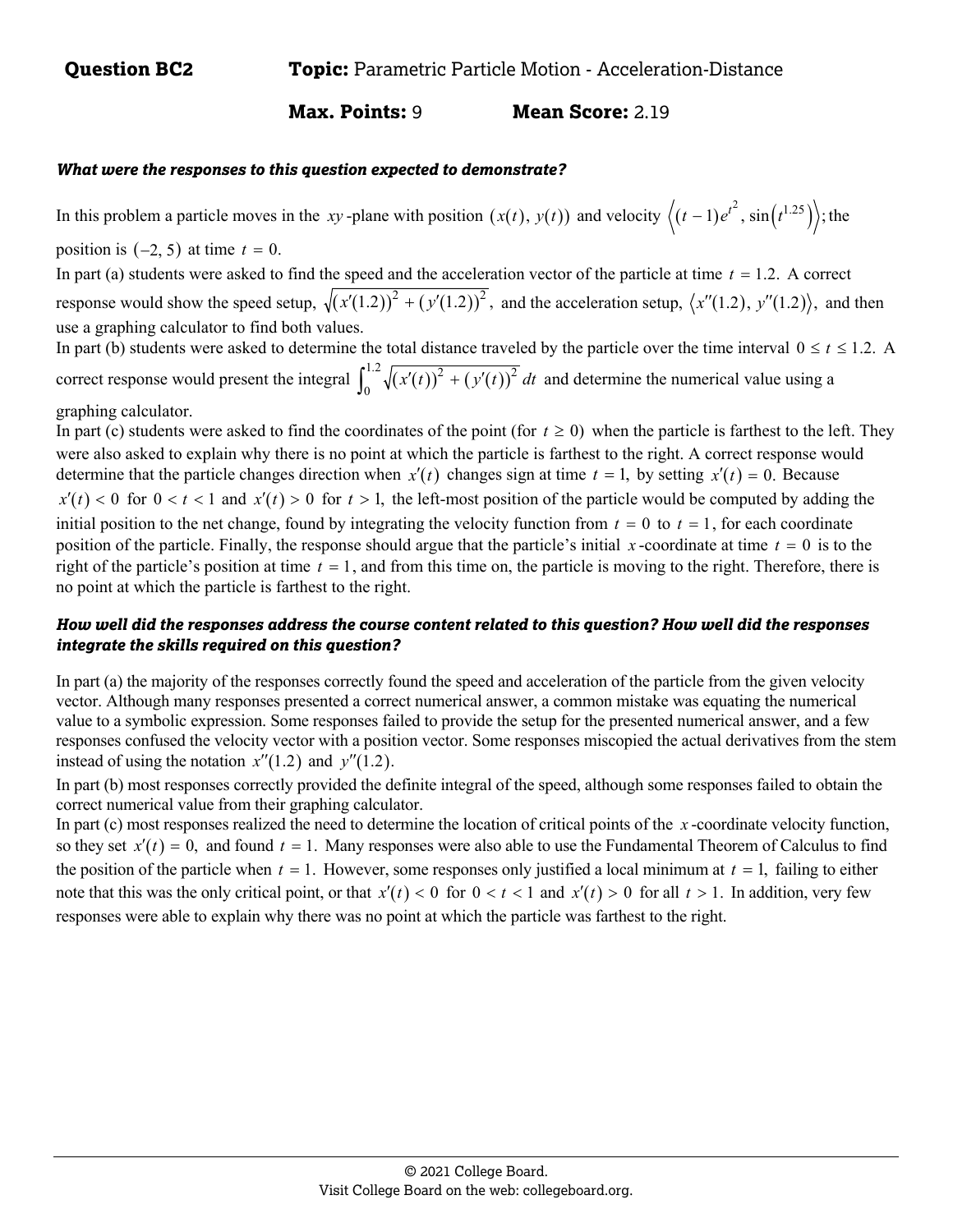**Question BC2** **Topic:** Parametric Particle Motion - Acceleration-Distance

**Max. Points:** 9 **Mean Score:** 2.19

***What were the responses to this question expected to demonstrate?***

In this problem a particle moves in the $xy$-plane with position $(x(t), y(t))$ and velocity $\left\langle (t-1)e^{t^2}, \sin\left(t^{1.25}\right)\right\rangle$; the position is $(-2, 5)$ at time $t = 0$.

In part (a) students were asked to find the speed and the acceleration vector of the particle at time $t = 1.2$. A correct response would show the speed setup, $\sqrt{(x'(1.2))^2 + (y'(1.2))^2}$, and the acceleration setup, $\langle x''(1.2), y''(1.2)\rangle$, and then use a graphing calculator to find both values.

In part (b) students were asked to determine the total distance traveled by the particle over the time interval $0 \le t \le 1.2$. A correct response would present the integral $\int_0^{1.2} \sqrt{(x'(t))^2 + (y'(t))^2}\, dt$ and determine the numerical value using a graphing calculator.

In part (c) students were asked to find the coordinates of the point (for $t \ge 0$) when the particle is farthest to the left. They were also asked to explain why there is no point at which the particle is farthest to the right. A correct response would determine that the particle changes direction when $x'(t)$ changes sign at time $t = 1$, by setting $x'(t) = 0$. Because $x'(t) < 0$ for $0 < t < 1$ and $x'(t) > 0$ for $t > 1$, the left-most position of the particle would be computed by adding the initial position to the net change, found by integrating the velocity function from $t = 0$ to $t = 1$, for each coordinate position of the particle. Finally, the response should argue that the particle's initial $x$-coordinate at time $t = 0$ is to the right of the particle's position at time $t = 1$, and from this time on, the particle is moving to the right. Therefore, there is no point at which the particle is farthest to the right.

***How well did the responses address the course content related to this question? How well did the responses integrate the skills required on this question?***

In part (a) the majority of the responses correctly found the speed and acceleration of the particle from the given velocity vector. Although many responses presented a correct numerical answer, a common mistake was equating the numerical value to a symbolic expression. Some responses failed to provide the setup for the presented numerical answer, and a few responses confused the velocity vector with a position vector. Some responses miscopied the actual derivatives from the stem instead of using the notation $x''(1.2)$ and $y''(1.2)$.

In part (b) most responses correctly provided the definite integral of the speed, although some responses failed to obtain the correct numerical value from their graphing calculator.

In part (c) most responses realized the need to determine the location of critical points of the $x$-coordinate velocity function, so they set $x'(t) = 0$, and found $t = 1$. Many responses were also able to use the Fundamental Theorem of Calculus to find the position of the particle when $t = 1$. However, some responses only justified a local minimum at $t = 1$, failing to either note that this was the only critical point, or that $x'(t) < 0$ for $0 < t < 1$ and $x'(t) > 0$ for all $t > 1$. In addition, very few responses were able to explain why there was no point at which the particle was farthest to the right.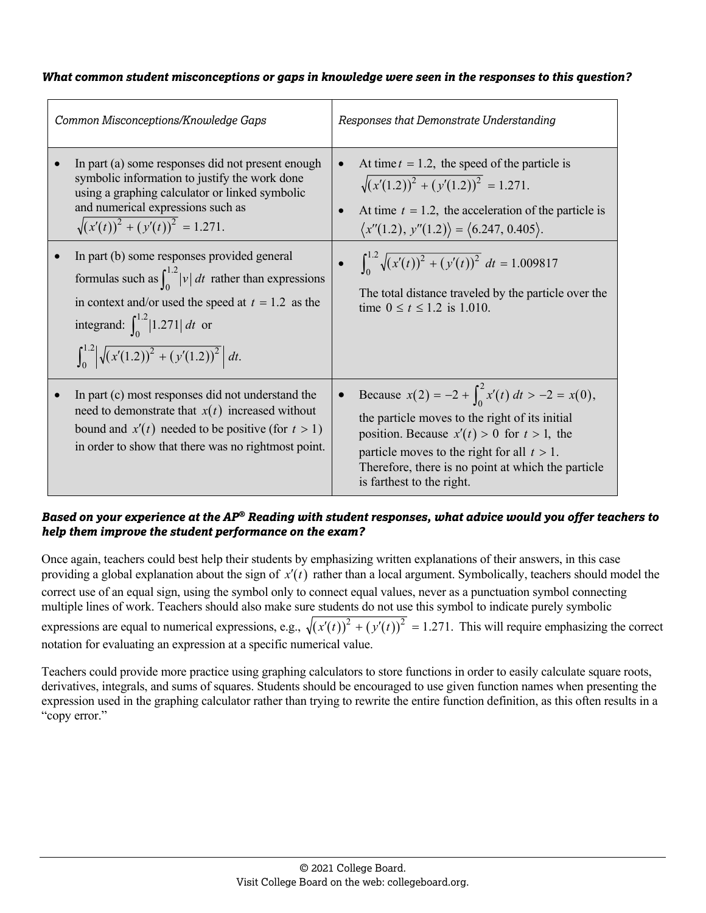***What common student misconceptions or gaps in knowledge were seen in the responses to this question?***

| *Common Misconceptions/Knowledge Gaps* | *Responses that Demonstrate Understanding* |
|---|---|
| • In part (a) some responses did not present enough symbolic information to justify the work done using a graphing calculator or linked symbolic and numerical expressions such as $\sqrt{(x'(t))^2 + (y'(t))^2} = 1.271.$ | • At time $t = 1.2,$ the speed of the particle is $\sqrt{(x'(1.2))^2 + (y'(1.2))^2} = 1.271.$ <br> • At time $t = 1.2,$ the acceleration of the particle is $\langle x''(1.2),\ y''(1.2)\rangle = \langle 6.247,\ 0.405\rangle.$ |
| • In part (b) some responses provided general formulas such as $\int_0^{1.2} \lvert v \rvert\, dt$ rather than expressions in context and/or used the speed at $t = 1.2$ as the integrand: $\int_0^{1.2} \lvert 1.271 \rvert\, dt$ or $\int_0^{1.2} \left\lvert \sqrt{(x'(1.2))^2 + (y'(1.2))^2} \right\rvert\, dt.$ | • $\int_0^{1.2} \sqrt{(x'(t))^2 + (y'(t))^2}\, dt = 1.009817$ <br> The total distance traveled by the particle over the time $0 \le t \le 1.2$ is 1.010. |
| • In part (c) most responses did not understand the need to demonstrate that $x(t)$ increased without bound and $x'(t)$ needed to be positive (for $t > 1$) in order to show that there was no rightmost point. | • Because $x(2) = -2 + \int_0^2 x'(t)\, dt > -2 = x(0),$ the particle moves to the right of its initial position. Because $x'(t) > 0$ for $t > 1,$ the particle moves to the right for all $t > 1.$ Therefore, there is no point at which the particle is farthest to the right. |

***Based on your experience at the AP® Reading with student responses, what advice would you offer teachers to help them improve the student performance on the exam?***

Once again, teachers could best help their students by emphasizing written explanations of their answers, in this case providing a global explanation about the sign of $x'(t)$ rather than a local argument. Symbolically, teachers should model the correct use of an equal sign, using the symbol only to connect equal values, never as a punctuation symbol connecting multiple lines of work. Teachers should also make sure students do not use this symbol to indicate purely symbolic expressions are equal to numerical expressions, e.g., $\sqrt{(x'(t))^2 + (y'(t))^2} = 1.271.$ This will require emphasizing the correct notation for evaluating an expression at a specific numerical value.

Teachers could provide more practice using graphing calculators to store functions in order to easily calculate square roots, derivatives, integrals, and sums of squares. Students should be encouraged to use given function names when presenting the expression used in the graphing calculator rather than trying to rewrite the entire function definition, as this often results in a "copy error."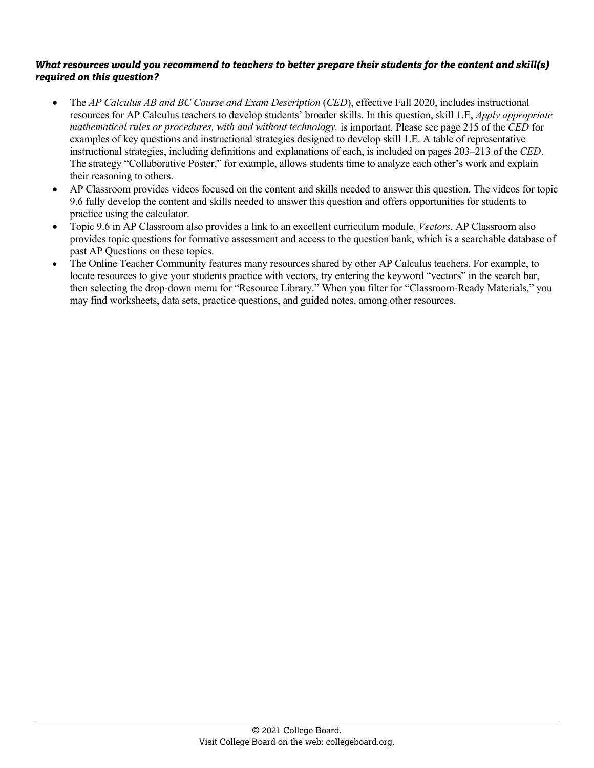***What resources would you recommend to teachers to better prepare their students for the content and skill(s) required on this question?***

- The *AP Calculus AB and BC Course and Exam Description* (*CED*), effective Fall 2020, includes instructional resources for AP Calculus teachers to develop students' broader skills. In this question, skill 1.E, *Apply appropriate mathematical rules or procedures, with and without technology,* is important. Please see page 215 of the *CED* for examples of key questions and instructional strategies designed to develop skill 1.E. A table of representative instructional strategies, including definitions and explanations of each, is included on pages 203–213 of the *CED*. The strategy "Collaborative Poster," for example, allows students time to analyze each other's work and explain their reasoning to others.
- AP Classroom provides videos focused on the content and skills needed to answer this question. The videos for topic 9.6 fully develop the content and skills needed to answer this question and offers opportunities for students to practice using the calculator.
- Topic 9.6 in AP Classroom also provides a link to an excellent curriculum module, *Vectors*. AP Classroom also provides topic questions for formative assessment and access to the question bank, which is a searchable database of past AP Questions on these topics.
- The Online Teacher Community features many resources shared by other AP Calculus teachers. For example, to locate resources to give your students practice with vectors, try entering the keyword "vectors" in the search bar, then selecting the drop-down menu for "Resource Library." When you filter for "Classroom-Ready Materials," you may find worksheets, data sets, practice questions, and guided notes, among other resources.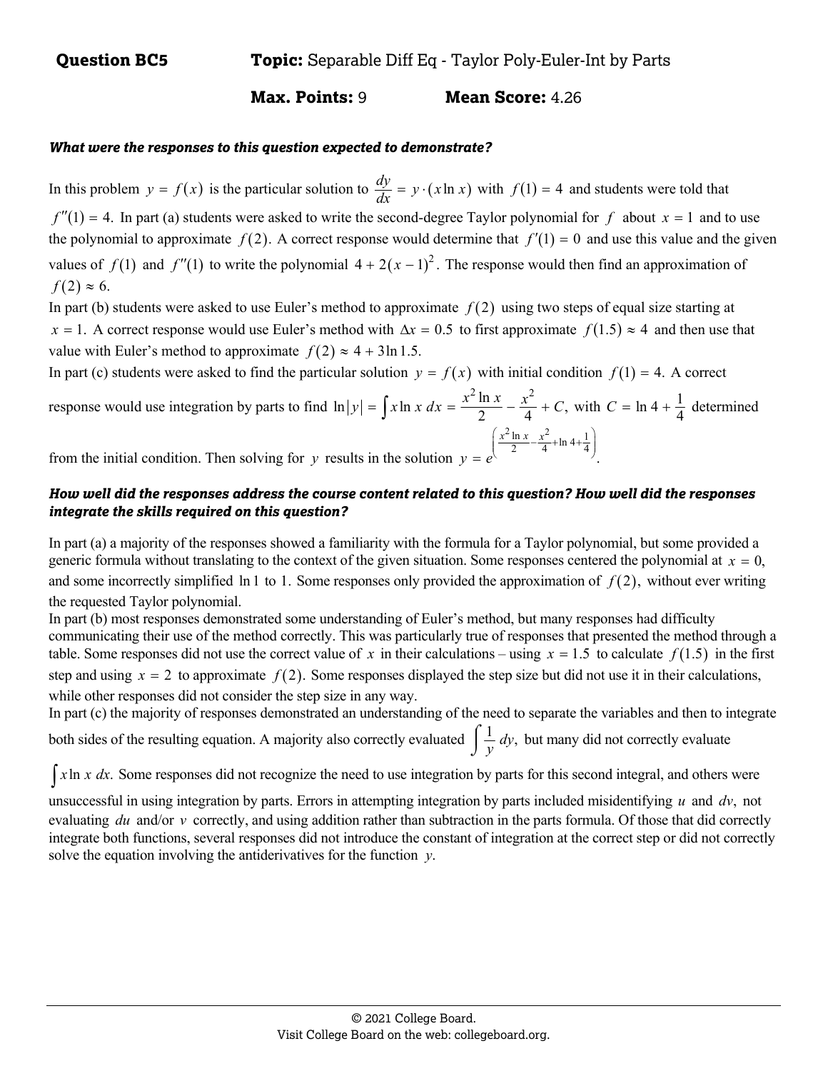**Question BC5** **Topic:** Separable Diff Eq - Taylor Poly-Euler-Int by Parts

**Max. Points:** 9 **Mean Score:** 4.26

***What were the responses to this question expected to demonstrate?***

In this problem $y = f(x)$ is the particular solution to $\frac{dy}{dx} = y \cdot (x \ln x)$ with $f(1) = 4$ and students were told that $f''(1) = 4.$ In part (a) students were asked to write the second-degree Taylor polynomial for $f$ about $x = 1$ and to use the polynomial to approximate $f(2)$. A correct response would determine that $f'(1) = 0$ and use this value and the given values of $f(1)$ and $f''(1)$ to write the polynomial $4 + 2(x-1)^2$. The response would then find an approximation of $f(2) \approx 6.$

In part (b) students were asked to use Euler's method to approximate $f(2)$ using two steps of equal size starting at $x = 1.$ A correct response would use Euler's method with $\Delta x = 0.5$ to first approximate $f(1.5) \approx 4$ and then use that value with Euler's method to approximate $f(2) \approx 4 + 3\ln 1.5.$

In part (c) students were asked to find the particular solution $y = f(x)$ with initial condition $f(1) = 4.$ A correct response would use integration by parts to find $\ln|y| = \int x \ln x \, dx = \frac{x^2 \ln x}{2} - \frac{x^2}{4} + C,$ with $C = \ln 4 + \frac{1}{4}$ determined from the initial condition. Then solving for $y$ results in the solution $y = e^{\left(\frac{x^2 \ln x}{2} - \frac{x^2}{4} + \ln 4 + \frac{1}{4}\right)}.$

***How well did the responses address the course content related to this question? How well did the responses integrate the skills required on this question?***

In part (a) a majority of the responses showed a familiarity with the formula for a Taylor polynomial, but some provided a generic formula without translating to the context of the given situation. Some responses centered the polynomial at $x = 0,$ and some incorrectly simplified $\ln 1$ to 1. Some responses only provided the approximation of $f(2),$ without ever writing the requested Taylor polynomial.

In part (b) most responses demonstrated some understanding of Euler's method, but many responses had difficulty communicating their use of the method correctly. This was particularly true of responses that presented the method through a table. Some responses did not use the correct value of $x$ in their calculations – using $x = 1.5$ to calculate $f(1.5)$ in the first step and using $x = 2$ to approximate $f(2).$ Some responses displayed the step size but did not use it in their calculations, while other responses did not consider the step size in any way.

In part (c) the majority of responses demonstrated an understanding of the need to separate the variables and then to integrate both sides of the resulting equation. A majority also correctly evaluated $\int \frac{1}{y} \, dy,$ but many did not correctly evaluate $\int x \ln x \, dx.$ Some responses did not recognize the need to use integration by parts for this second integral, and others were unsuccessful in using integration by parts. Errors in attempting integration by parts included misidentifying $u$ and $dv,$ not evaluating $du$ and/or $v$ correctly, and using addition rather than subtraction in the parts formula. Of those that did correctly integrate both functions, several responses did not introduce the constant of integration at the correct step or did not correctly solve the equation involving the antiderivatives for the function $y.$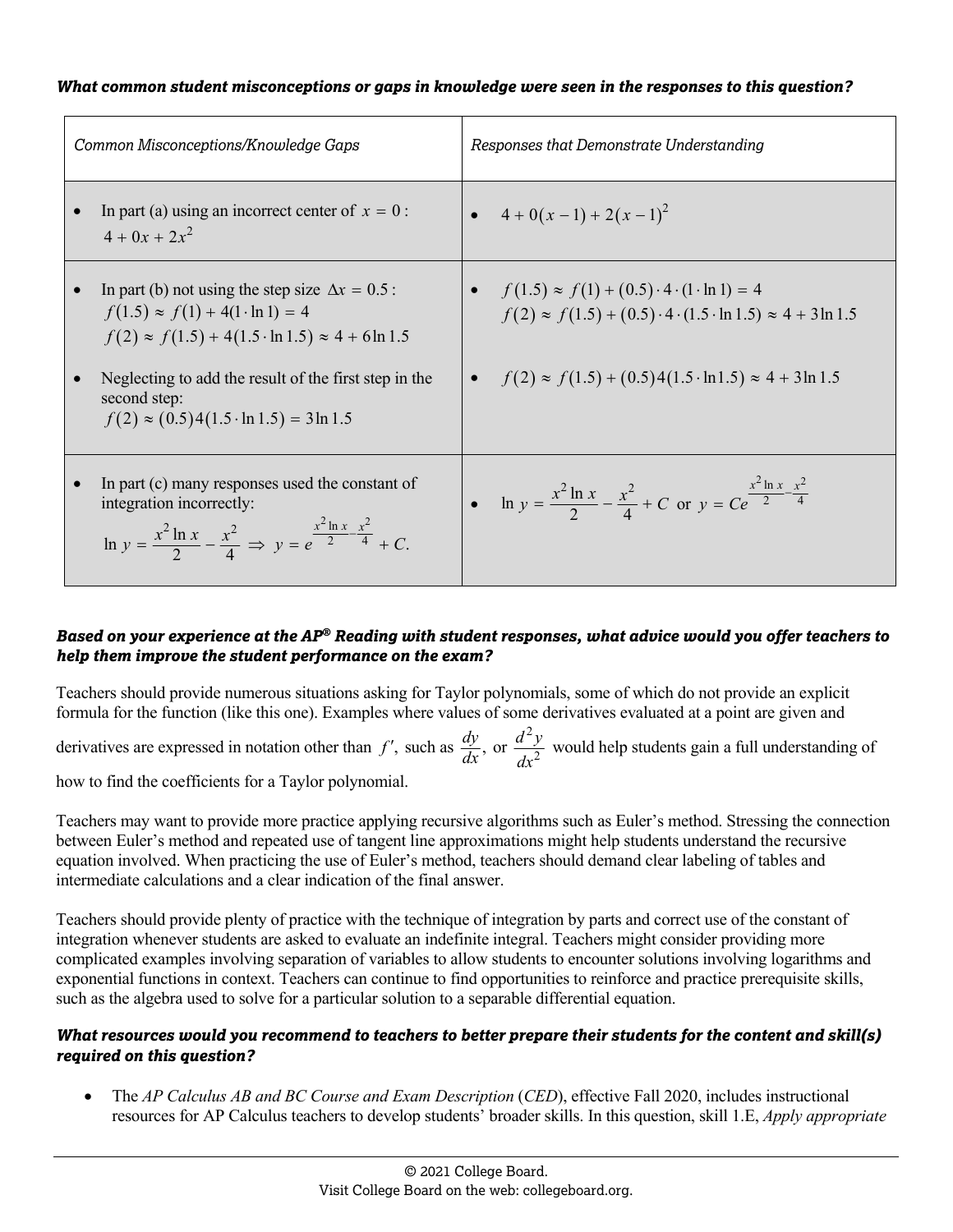***What common student misconceptions or gaps in knowledge were seen in the responses to this question?***

| *Common Misconceptions/Knowledge Gaps* | *Responses that Demonstrate Understanding* |
|---|---|
| • In part (a) using an incorrect center of $x = 0$: $4 + 0x + 2x^2$ | • $4 + 0(x-1) + 2(x-1)^2$ |
| • In part (b) not using the step size $\Delta x = 0.5$: $f(1.5) \approx f(1) + 4(1 \cdot \ln 1) = 4$ <br> $f(2) \approx f(1.5) + 4(1.5 \cdot \ln 1.5) \approx 4 + 6\ln 1.5$ <br><br> • Neglecting to add the result of the first step in the second step: $f(2) \approx (0.5)4(1.5 \cdot \ln 1.5) = 3\ln 1.5$ | • $f(1.5) \approx f(1) + (0.5) \cdot 4 \cdot (1 \cdot \ln 1) = 4$ <br> $f(2) \approx f(1.5) + (0.5) \cdot 4 \cdot (1.5 \cdot \ln 1.5) \approx 4 + 3\ln 1.5$ <br><br> • $f(2) \approx f(1.5) + (0.5)4(1.5 \cdot \ln 1.5) \approx 4 + 3\ln 1.5$ |
| • In part (c) many responses used the constant of integration incorrectly: $\ln y = \frac{x^2 \ln x}{2} - \frac{x^2}{4} \Rightarrow y = e^{\frac{x^2 \ln x}{2} - \frac{x^2}{4}} + C.$ | • $\ln y = \frac{x^2 \ln x}{2} - \frac{x^2}{4} + C$ or $y = Ce^{\frac{x^2 \ln x}{2} - \frac{x^2}{4}}$ |

***Based on your experience at the AP® Reading with student responses, what advice would you offer teachers to help them improve the student performance on the exam?***

Teachers should provide numerous situations asking for Taylor polynomials, some of which do not provide an explicit formula for the function (like this one). Examples where values of some derivatives evaluated at a point are given and derivatives are expressed in notation other than $f'$, such as $\frac{dy}{dx}$, or $\frac{d^2y}{dx^2}$ would help students gain a full understanding of how to find the coefficients for a Taylor polynomial.

Teachers may want to provide more practice applying recursive algorithms such as Euler's method. Stressing the connection between Euler's method and repeated use of tangent line approximations might help students understand the recursive equation involved. When practicing the use of Euler's method, teachers should demand clear labeling of tables and intermediate calculations and a clear indication of the final answer.

Teachers should provide plenty of practice with the technique of integration by parts and correct use of the constant of integration whenever students are asked to evaluate an indefinite integral. Teachers might consider providing more complicated examples involving separation of variables to allow students to encounter solutions involving logarithms and exponential functions in context. Teachers can continue to find opportunities to reinforce and practice prerequisite skills, such as the algebra used to solve for a particular solution to a separable differential equation.

***What resources would you recommend to teachers to better prepare their students for the content and skill(s) required on this question?***

- The *AP Calculus AB and BC Course and Exam Description* (*CED*), effective Fall 2020, includes instructional resources for AP Calculus teachers to develop students' broader skills. In this question, skill 1.E, *Apply appropriate*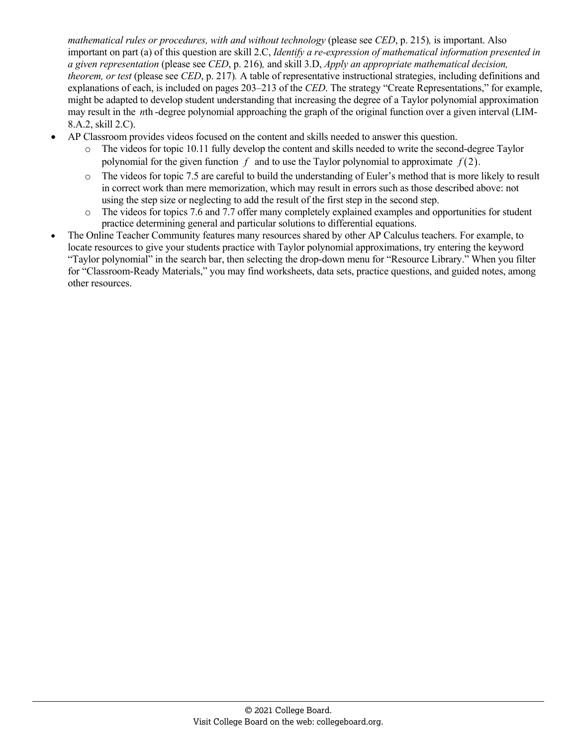*mathematical rules or procedures, with and without technology* (please see *CED*, p. 215)*,* is important. Also important on part (a) of this question are skill 2.C, *Identify a re-expression of mathematical information presented in a given representation* (please see *CED*, p. 216)*,* and skill 3.D, *Apply an appropriate mathematical decision, theorem, or test* (please see *CED*, p. 217)*.* A table of representative instructional strategies, including definitions and explanations of each, is included on pages 203–213 of the *CED*. The strategy "Create Representations," for example, might be adapted to develop student understanding that increasing the degree of a Taylor polynomial approximation may result in the $n$th -degree polynomial approaching the graph of the original function over a given interval (LIM-8.A.2, skill 2.C).

- AP Classroom provides videos focused on the content and skills needed to answer this question.
  - The videos for topic 10.11 fully develop the content and skills needed to write the second-degree Taylor polynomial for the given function $f$ and to use the Taylor polynomial to approximate $f(2)$.
  - The videos for topic 7.5 are careful to build the understanding of Euler's method that is more likely to result in correct work than mere memorization, which may result in errors such as those described above: not using the step size or neglecting to add the result of the first step in the second step.
  - The videos for topics 7.6 and 7.7 offer many completely explained examples and opportunities for student practice determining general and particular solutions to differential equations.
- The Online Teacher Community features many resources shared by other AP Calculus teachers. For example, to locate resources to give your students practice with Taylor polynomial approximations, try entering the keyword "Taylor polynomial" in the search bar, then selecting the drop-down menu for "Resource Library." When you filter for "Classroom-Ready Materials," you may find worksheets, data sets, practice questions, and guided notes, among other resources.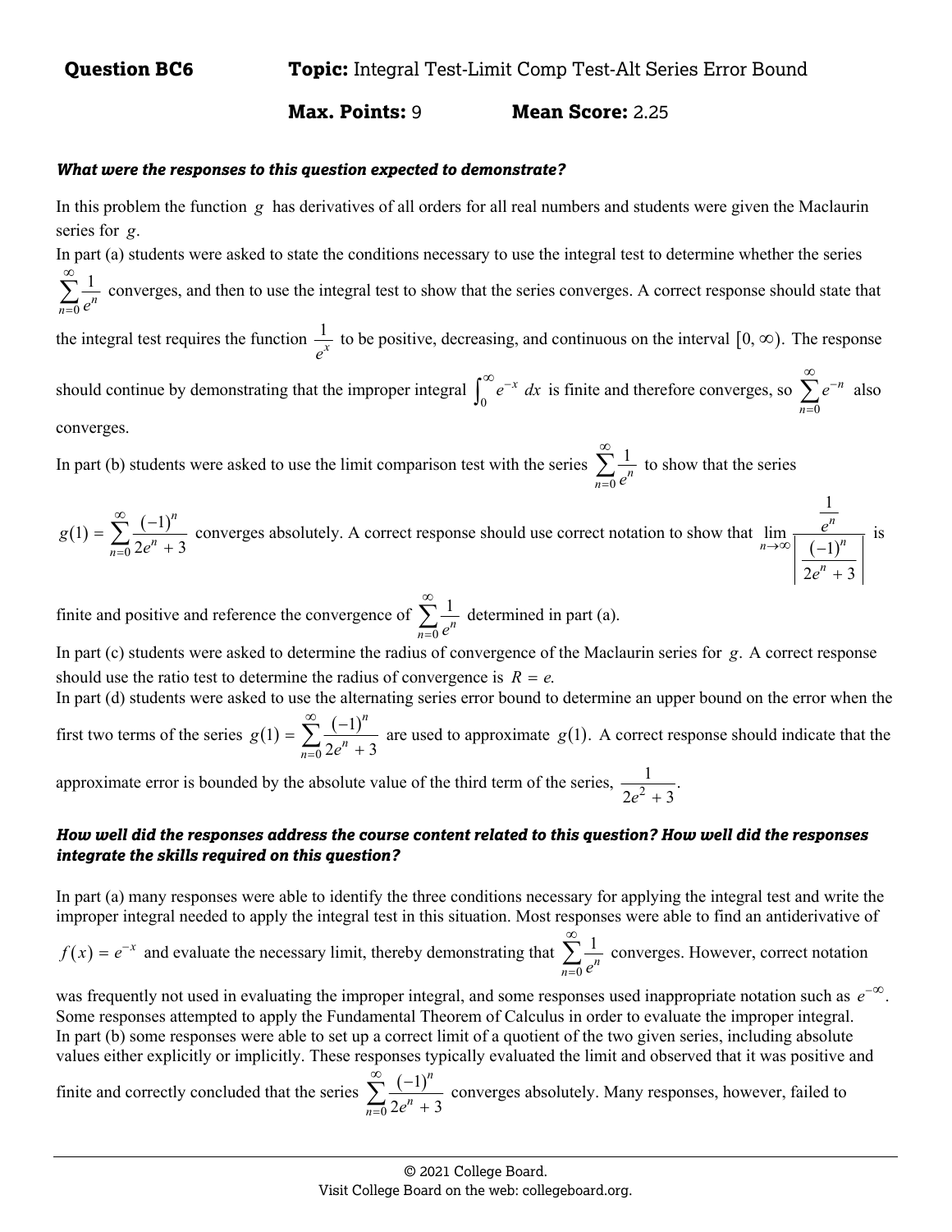**Question BC6** **Topic:** Integral Test-Limit Comp Test-Alt Series Error Bound

**Max. Points:** 9 **Mean Score:** 2.25

### *What were the responses to this question expected to demonstrate?*

In this problem the function $g$ has derivatives of all orders for all real numbers and students were given the Maclaurin series for $g$.

In part (a) students were asked to state the conditions necessary to use the integral test to determine whether the series $\sum_{n=0}^{\infty} \frac{1}{e^n}$ converges, and then to use the integral test to show that the series converges. A correct response should state that the integral test requires the function $\frac{1}{e^x}$ to be positive, decreasing, and continuous on the interval $[0, \infty)$. The response should continue by demonstrating that the improper integral $\int_0^{\infty} e^{-x}\,dx$ is finite and therefore converges, so $\sum_{n=0}^{\infty} e^{-n}$ also converges.

In part (b) students were asked to use the limit comparison test with the series $\sum_{n=0}^{\infty} \frac{1}{e^n}$ to show that the series $g(1) = \sum_{n=0}^{\infty} \frac{(-1)^n}{2e^n + 3}$ converges absolutely. A correct response should use correct notation to show that $\lim_{n\to\infty} \frac{\frac{1}{e^n}}{\left|\frac{(-1)^n}{2e^n + 3}\right|}$ is finite and positive and reference the convergence of $\sum_{n=0}^{\infty} \frac{1}{e^n}$ determined in part (a).

In part (c) students were asked to determine the radius of convergence of the Maclaurin series for $g$. A correct response should use the ratio test to determine the radius of convergence is $R = e$.

In part (d) students were asked to use the alternating series error bound to determine an upper bound on the error when the first two terms of the series $g(1) = \sum_{n=0}^{\infty} \frac{(-1)^n}{2e^n + 3}$ are used to approximate $g(1)$. A correct response should indicate that the approximate error is bounded by the absolute value of the third term of the series, $\frac{1}{2e^2 + 3}$.

### *How well did the responses address the course content related to this question? How well did the responses integrate the skills required on this question?*

In part (a) many responses were able to identify the three conditions necessary for applying the integral test and write the improper integral needed to apply the integral test in this situation. Most responses were able to find an antiderivative of $f(x) = e^{-x}$ and evaluate the necessary limit, thereby demonstrating that $\sum_{n=0}^{\infty} \frac{1}{e^n}$ converges. However, correct notation was frequently not used in evaluating the improper integral, and some responses used inappropriate notation such as $e^{-\infty}$. Some responses attempted to apply the Fundamental Theorem of Calculus in order to evaluate the improper integral.

In part (b) some responses were able to set up a correct limit of a quotient of the two given series, including absolute values either explicitly or implicitly. These responses typically evaluated the limit and observed that it was positive and finite and correctly concluded that the series $\sum_{n=0}^{\infty} \frac{(-1)^n}{2e^n + 3}$ converges absolutely. Many responses, however, failed to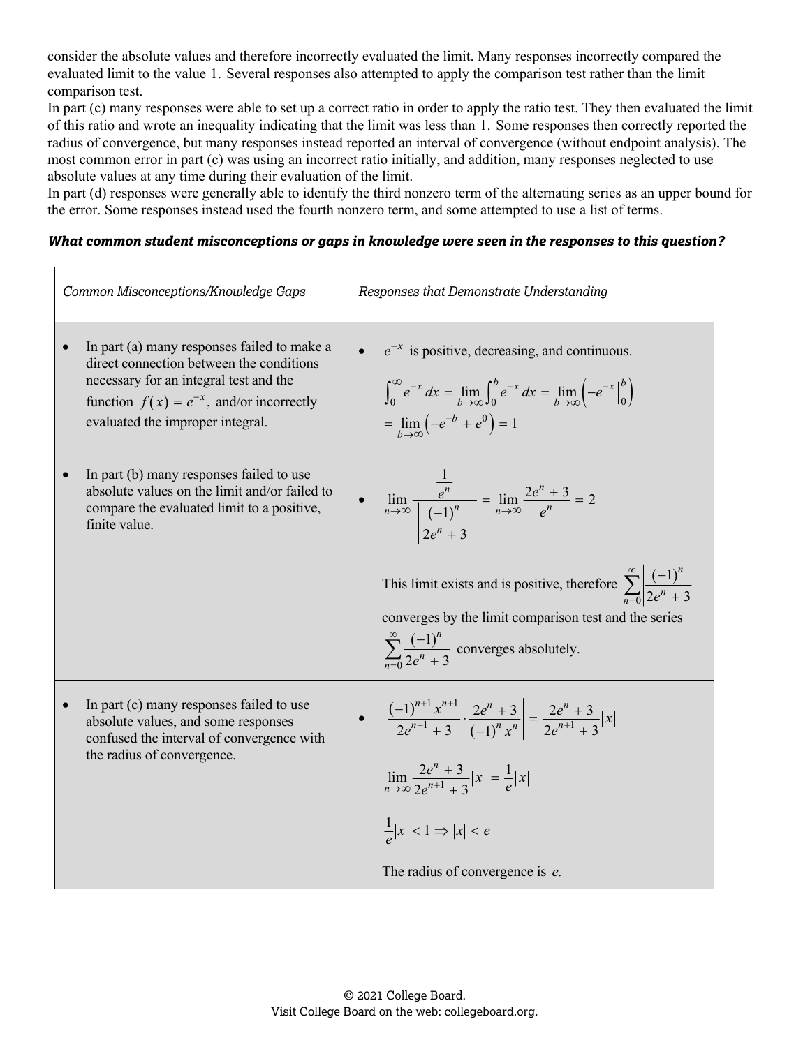consider the absolute values and therefore incorrectly evaluated the limit. Many responses incorrectly compared the evaluated limit to the value 1. Several responses also attempted to apply the comparison test rather than the limit comparison test.

In part (c) many responses were able to set up a correct ratio in order to apply the ratio test. They then evaluated the limit of this ratio and wrote an inequality indicating that the limit was less than 1. Some responses then correctly reported the radius of convergence, but many responses instead reported an interval of convergence (without endpoint analysis). The most common error in part (c) was using an incorrect ratio initially, and addition, many responses neglected to use absolute values at any time during their evaluation of the limit.

In part (d) responses were generally able to identify the third nonzero term of the alternating series as an upper bound for the error. Some responses instead used the fourth nonzero term, and some attempted to use a list of terms.

***What common student misconceptions or gaps in knowledge were seen in the responses to this question?***

| *Common Misconceptions/Knowledge Gaps* | *Responses that Demonstrate Understanding* |
|---|---|
| • In part (a) many responses failed to make a direct connection between the conditions necessary for an integral test and the function $f(x) = e^{-x}$, and/or incorrectly evaluated the improper integral. | • $e^{-x}$ is positive, decreasing, and continuous. $\int_0^{\infty} e^{-x}\,dx = \lim_{b\to\infty}\int_0^b e^{-x}\,dx = \lim_{b\to\infty}\left(-e^{-x}\Big\vert_0^b\right) = \lim_{b\to\infty}\left(-e^{-b} + e^0\right) = 1$ |
| • In part (b) many responses failed to use absolute values on the limit and/or failed to compare the evaluated limit to a positive, finite value. | • $\lim_{n\to\infty} \dfrac{\frac{1}{e^n}}{\left\lvert\frac{(-1)^n}{2e^n + 3}\right\rvert} = \lim_{n\to\infty}\dfrac{2e^n + 3}{e^n} = 2$ This limit exists and is positive, therefore $\sum_{n=0}^{\infty}\left\lvert\dfrac{(-1)^n}{2e^n + 3}\right\rvert$ converges by the limit comparison test and the series $\sum_{n=0}^{\infty}\dfrac{(-1)^n}{2e^n + 3}$ converges absolutely. |
| • In part (c) many responses failed to use absolute values, and some responses confused the interval of convergence with the radius of convergence. | • $\left\lvert\dfrac{(-1)^{n+1}x^{n+1}}{2e^{n+1} + 3}\cdot\dfrac{2e^n + 3}{(-1)^n x^n}\right\rvert = \dfrac{2e^n + 3}{2e^{n+1} + 3}\lvert x\rvert$ $\lim_{n\to\infty}\dfrac{2e^n + 3}{2e^{n+1} + 3}\lvert x\rvert = \dfrac{1}{e}\lvert x\rvert$ $\dfrac{1}{e}\lvert x\rvert < 1 \Rightarrow \lvert x\rvert < e$ The radius of convergence is $e$. |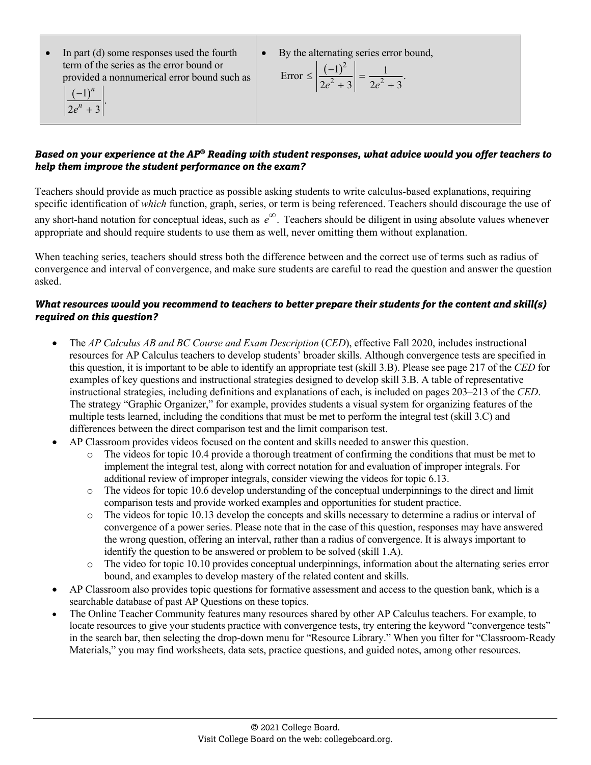| | |
|---|---|
| • In part (d) some responses used the fourth term of the series as the error bound or provided a nonnumerical error bound such as $\left\|\dfrac{(-1)^n}{2e^n + 3}\right\|$. | • By the alternating series error bound, Error $\le \left\|\dfrac{(-1)^2}{2e^2 + 3}\right\| = \dfrac{1}{2e^2 + 3}$. |

***Based on your experience at the AP® Reading with student responses, what advice would you offer teachers to help them improve the student performance on the exam?***

Teachers should provide as much practice as possible asking students to write calculus-based explanations, requiring specific identification of *which* function, graph, series, or term is being referenced. Teachers should discourage the use of any short-hand notation for conceptual ideas, such as $e^{\infty}$. Teachers should be diligent in using absolute values whenever appropriate and should require students to use them as well, never omitting them without explanation.

When teaching series, teachers should stress both the difference between and the correct use of terms such as radius of convergence and interval of convergence, and make sure students are careful to read the question and answer the question asked.

***What resources would you recommend to teachers to better prepare their students for the content and skill(s) required on this question?***

- The *AP Calculus AB and BC Course and Exam Description* (*CED*), effective Fall 2020, includes instructional resources for AP Calculus teachers to develop students' broader skills. Although convergence tests are specified in this question, it is important to be able to identify an appropriate test (skill 3.B). Please see page 217 of the *CED* for examples of key questions and instructional strategies designed to develop skill 3.B. A table of representative instructional strategies, including definitions and explanations of each, is included on pages 203–213 of the *CED*. The strategy "Graphic Organizer," for example, provides students a visual system for organizing features of the multiple tests learned, including the conditions that must be met to perform the integral test (skill 3.C) and differences between the direct comparison test and the limit comparison test.
- AP Classroom provides videos focused on the content and skills needed to answer this question.
  - The videos for topic 10.4 provide a thorough treatment of confirming the conditions that must be met to implement the integral test, along with correct notation for and evaluation of improper integrals. For additional review of improper integrals, consider viewing the videos for topic 6.13.
  - The videos for topic 10.6 develop understanding of the conceptual underpinnings to the direct and limit comparison tests and provide worked examples and opportunities for student practice.
  - The videos for topic 10.13 develop the concepts and skills necessary to determine a radius or interval of convergence of a power series. Please note that in the case of this question, responses may have answered the wrong question, offering an interval, rather than a radius of convergence. It is always important to identify the question to be answered or problem to be solved (skill 1.A).
  - The video for topic 10.10 provides conceptual underpinnings, information about the alternating series error bound, and examples to develop mastery of the related content and skills.
- AP Classroom also provides topic questions for formative assessment and access to the question bank, which is a searchable database of past AP Questions on these topics.
- The Online Teacher Community features many resources shared by other AP Calculus teachers. For example, to locate resources to give your students practice with convergence tests, try entering the keyword "convergence tests" in the search bar, then selecting the drop-down menu for "Resource Library." When you filter for "Classroom-Ready Materials," you may find worksheets, data sets, practice questions, and guided notes, among other resources.